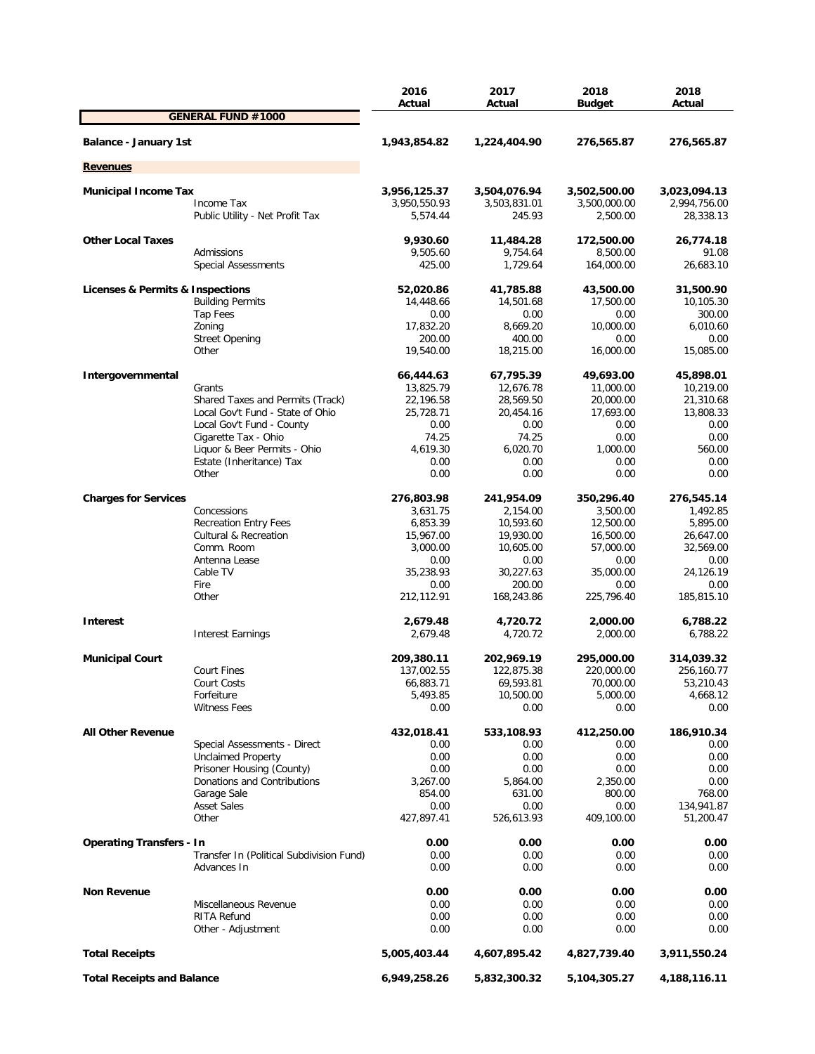| | | 2016 Actual | 2017 Actual | 2018 Budget | 2018 Actual |
|---|---|---|---|---|---|
| **GENERAL FUND #1000** | | | | | |
| **Balance - January 1st** | | **1,943,854.82** | **1,224,404.90** | **276,565.87** | **276,565.87** |
| **Revenues** | | | | | |
| **Municipal Income Tax** | | **3,956,125.37** | **3,504,076.94** | **3,502,500.00** | **3,023,094.13** |
| | Income Tax | 3,950,550.93 | 3,503,831.01 | 3,500,000.00 | 2,994,756.00 |
| | Public Utility - Net Profit Tax | 5,574.44 | 245.93 | 2,500.00 | 28,338.13 |
| **Other Local Taxes** | | **9,930.60** | **11,484.28** | **172,500.00** | **26,774.18** |
| | Admissions | 9,505.60 | 9,754.64 | 8,500.00 | 91.08 |
| | Special Assessments | 425.00 | 1,729.64 | 164,000.00 | 26,683.10 |
| **Licenses & Permits & Inspections** | | **52,020.86** | **41,785.88** | **43,500.00** | **31,500.90** |
| | Building Permits | 14,448.66 | 14,501.68 | 17,500.00 | 10,105.30 |
| | Tap Fees | 0.00 | 0.00 | 0.00 | 300.00 |
| | Zoning | 17,832.20 | 8,669.20 | 10,000.00 | 6,010.60 |
| | Street Opening | 200.00 | 400.00 | 0.00 | 0.00 |
| | Other | 19,540.00 | 18,215.00 | 16,000.00 | 15,085.00 |
| **Intergovernmental** | | **66,444.63** | **67,795.39** | **49,693.00** | **45,898.01** |
| | Grants | 13,825.79 | 12,676.78 | 11,000.00 | 10,219.00 |
| | Shared Taxes and Permits (Track) | 22,196.58 | 28,569.50 | 20,000.00 | 21,310.68 |
| | Local Gov't Fund - State of Ohio | 25,728.71 | 20,454.16 | 17,693.00 | 13,808.33 |
| | Local Gov't Fund - County | 0.00 | 0.00 | 0.00 | 0.00 |
| | Cigarette Tax - Ohio | 74.25 | 74.25 | 0.00 | 0.00 |
| | Liquor & Beer Permits - Ohio | 4,619.30 | 6,020.70 | 1,000.00 | 560.00 |
| | Estate (Inheritance) Tax | 0.00 | 0.00 | 0.00 | 0.00 |
| | Other | 0.00 | 0.00 | 0.00 | 0.00 |
| **Charges for Services** | | **276,803.98** | **241,954.09** | **350,296.40** | **276,545.14** |
| | Concessions | 3,631.75 | 2,154.00 | 3,500.00 | 1,492.85 |
| | Recreation Entry Fees | 6,853.39 | 10,593.60 | 12,500.00 | 5,895.00 |
| | Cultural & Recreation | 15,967.00 | 19,930.00 | 16,500.00 | 26,647.00 |
| | Comm. Room | 3,000.00 | 10,605.00 | 57,000.00 | 32,569.00 |
| | Antenna Lease | 0.00 | 0.00 | 0.00 | 0.00 |
| | Cable TV | 35,238.93 | 30,227.63 | 35,000.00 | 24,126.19 |
| | Fire | 0.00 | 200.00 | 0.00 | 0.00 |
| | Other | 212,112.91 | 168,243.86 | 225,796.40 | 185,815.10 |
| **Interest** | | **2,679.48** | **4,720.72** | **2,000.00** | **6,788.22** |
| | Interest Earnings | 2,679.48 | 4,720.72 | 2,000.00 | 6,788.22 |
| **Municipal Court** | | **209,380.11** | **202,969.19** | **295,000.00** | **314,039.32** |
| | Court Fines | 137,002.55 | 122,875.38 | 220,000.00 | 256,160.77 |
| | Court Costs | 66,883.71 | 69,593.81 | 70,000.00 | 53,210.43 |
| | Forfeiture | 5,493.85 | 10,500.00 | 5,000.00 | 4,668.12 |
| | Witness Fees | 0.00 | 0.00 | 0.00 | 0.00 |
| **All Other Revenue** | | **432,018.41** | **533,108.93** | **412,250.00** | **186,910.34** |
| | Special Assessments - Direct | 0.00 | 0.00 | 0.00 | 0.00 |
| | Unclaimed Property | 0.00 | 0.00 | 0.00 | 0.00 |
| | Prisoner Housing (County) | 0.00 | 0.00 | 0.00 | 0.00 |
| | Donations and Contributions | 3,267.00 | 5,864.00 | 2,350.00 | 0.00 |
| | Garage Sale | 854.00 | 631.00 | 800.00 | 768.00 |
| | Asset Sales | 0.00 | 0.00 | 0.00 | 134,941.87 |
| | Other | 427,897.41 | 526,613.93 | 409,100.00 | 51,200.47 |
| **Operating Transfers - In** | | **0.00** | **0.00** | **0.00** | **0.00** |
| | Transfer In (Political Subdivision Fund) | 0.00 | 0.00 | 0.00 | 0.00 |
| | Advances In | 0.00 | 0.00 | 0.00 | 0.00 |
| **Non Revenue** | | **0.00** | **0.00** | **0.00** | **0.00** |
| | Miscellaneous Revenue | 0.00 | 0.00 | 0.00 | 0.00 |
| | RITA Refund | 0.00 | 0.00 | 0.00 | 0.00 |
| | Other - Adjustment | 0.00 | 0.00 | 0.00 | 0.00 |
| **Total Receipts** | | **5,005,403.44** | **4,607,895.42** | **4,827,739.40** | **3,911,550.24** |
| **Total Receipts and Balance** | | **6,949,258.26** | **5,832,300.32** | **5,104,305.27** | **4,188,116.11** |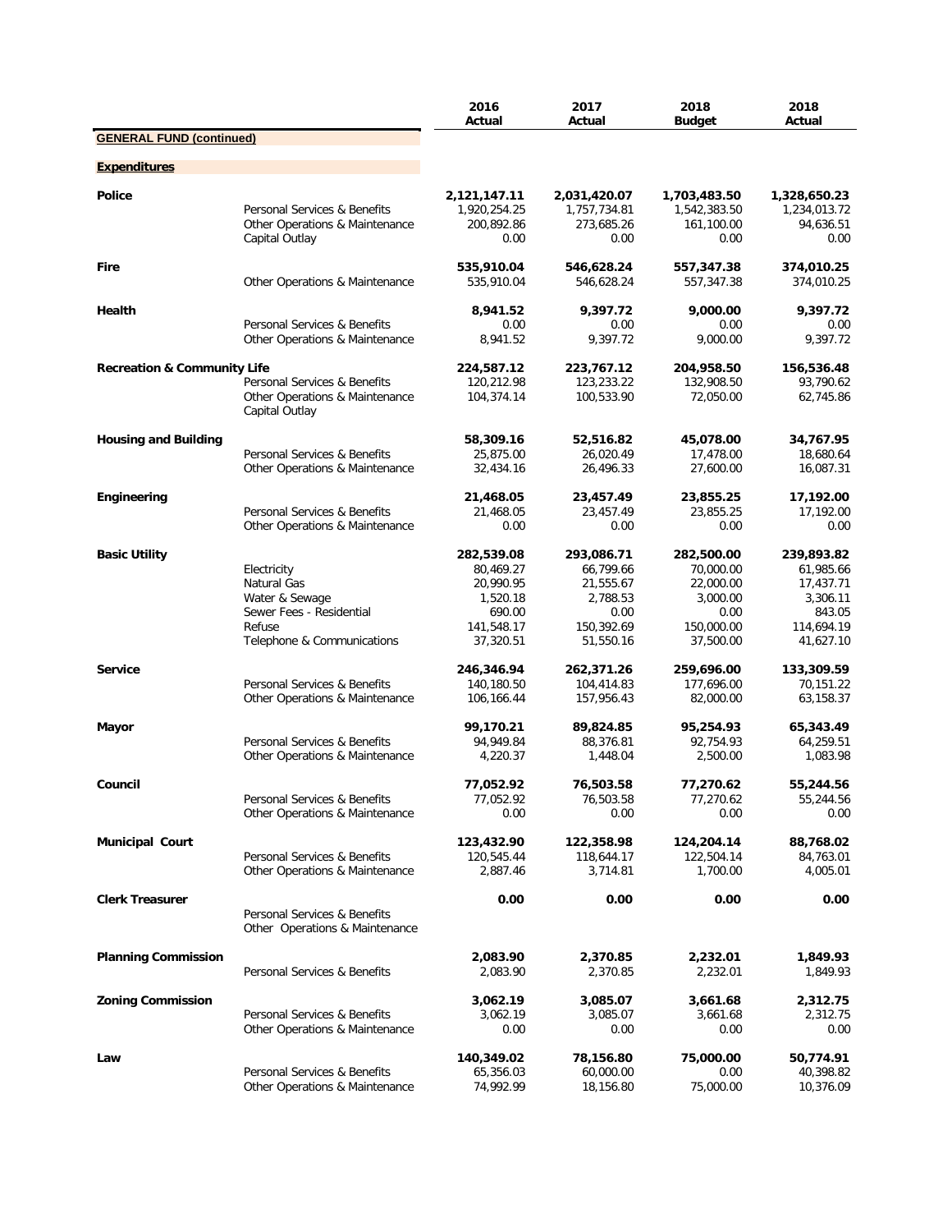| | | 2016 Actual | 2017 Actual | 2018 Budget | 2018 Actual |
|---|---|---|---|---|---|
| **GENERAL FUND (continued)** | | | | | |
| **Expenditures** | | | | | |
| **Police** | | **2,121,147.11** | **2,031,420.07** | **1,703,483.50** | **1,328,650.23** |
| | Personal Services & Benefits | 1,920,254.25 | 1,757,734.81 | 1,542,383.50 | 1,234,013.72 |
| | Other Operations & Maintenance | 200,892.86 | 273,685.26 | 161,100.00 | 94,636.51 |
| | Capital Outlay | 0.00 | 0.00 | 0.00 | 0.00 |
| **Fire** | | **535,910.04** | **546,628.24** | **557,347.38** | **374,010.25** |
| | Other Operations & Maintenance | 535,910.04 | 546,628.24 | 557,347.38 | 374,010.25 |
| **Health** | | **8,941.52** | **9,397.72** | **9,000.00** | **9,397.72** |
| | Personal Services & Benefits | 0.00 | 0.00 | 0.00 | 0.00 |
| | Other Operations & Maintenance | 8,941.52 | 9,397.72 | 9,000.00 | 9,397.72 |
| **Recreation & Community Life** | | **224,587.12** | **223,767.12** | **204,958.50** | **156,536.48** |
| | Personal Services & Benefits | 120,212.98 | 123,233.22 | 132,908.50 | 93,790.62 |
| | Other Operations & Maintenance | 104,374.14 | 100,533.90 | 72,050.00 | 62,745.86 |
| | Capital Outlay | | | | |
| **Housing and Building** | | **58,309.16** | **52,516.82** | **45,078.00** | **34,767.95** |
| | Personal Services & Benefits | 25,875.00 | 26,020.49 | 17,478.00 | 18,680.64 |
| | Other Operations & Maintenance | 32,434.16 | 26,496.33 | 27,600.00 | 16,087.31 |
| **Engineering** | | **21,468.05** | **23,457.49** | **23,855.25** | **17,192.00** |
| | Personal Services & Benefits | 21,468.05 | 23,457.49 | 23,855.25 | 17,192.00 |
| | Other Operations & Maintenance | 0.00 | 0.00 | 0.00 | 0.00 |
| **Basic Utility** | | **282,539.08** | **293,086.71** | **282,500.00** | **239,893.82** |
| | Electricity | 80,469.27 | 66,799.66 | 70,000.00 | 61,985.66 |
| | Natural Gas | 20,990.95 | 21,555.67 | 22,000.00 | 17,437.71 |
| | Water & Sewage | 1,520.18 | 2,788.53 | 3,000.00 | 3,306.11 |
| | Sewer Fees - Residential | 690.00 | 0.00 | 0.00 | 843.05 |
| | Refuse | 141,548.17 | 150,392.69 | 150,000.00 | 114,694.19 |
| | Telephone & Communications | 37,320.51 | 51,550.16 | 37,500.00 | 41,627.10 |
| **Service** | | **246,346.94** | **262,371.26** | **259,696.00** | **133,309.59** |
| | Personal Services & Benefits | 140,180.50 | 104,414.83 | 177,696.00 | 70,151.22 |
| | Other Operations & Maintenance | 106,166.44 | 157,956.43 | 82,000.00 | 63,158.37 |
| **Mayor** | | **99,170.21** | **89,824.85** | **95,254.93** | **65,343.49** |
| | Personal Services & Benefits | 94,949.84 | 88,376.81 | 92,754.93 | 64,259.51 |
| | Other Operations & Maintenance | 4,220.37 | 1,448.04 | 2,500.00 | 1,083.98 |
| **Council** | | **77,052.92** | **76,503.58** | **77,270.62** | **55,244.56** |
| | Personal Services & Benefits | 77,052.92 | 76,503.58 | 77,270.62 | 55,244.56 |
| | Other Operations & Maintenance | 0.00 | 0.00 | 0.00 | 0.00 |
| **Municipal Court** | | **123,432.90** | **122,358.98** | **124,204.14** | **88,768.02** |
| | Personal Services & Benefits | 120,545.44 | 118,644.17 | 122,504.14 | 84,763.01 |
| | Other Operations & Maintenance | 2,887.46 | 3,714.81 | 1,700.00 | 4,005.01 |
| **Clerk Treasurer** | | **0.00** | **0.00** | **0.00** | **0.00** |
| | Personal Services & Benefits | | | | |
| | Other Operations & Maintenance | | | | |
| **Planning Commission** | | **2,083.90** | **2,370.85** | **2,232.01** | **1,849.93** |
| | Personal Services & Benefits | 2,083.90 | 2,370.85 | 2,232.01 | 1,849.93 |
| **Zoning Commission** | | **3,062.19** | **3,085.07** | **3,661.68** | **2,312.75** |
| | Personal Services & Benefits | 3,062.19 | 3,085.07 | 3,661.68 | 2,312.75 |
| | Other Operations & Maintenance | 0.00 | 0.00 | 0.00 | 0.00 |
| **Law** | | **140,349.02** | **78,156.80** | **75,000.00** | **50,774.91** |
| | Personal Services & Benefits | 65,356.03 | 60,000.00 | 0.00 | 40,398.82 |
| | Other Operations & Maintenance | 74,992.99 | 18,156.80 | 75,000.00 | 10,376.09 |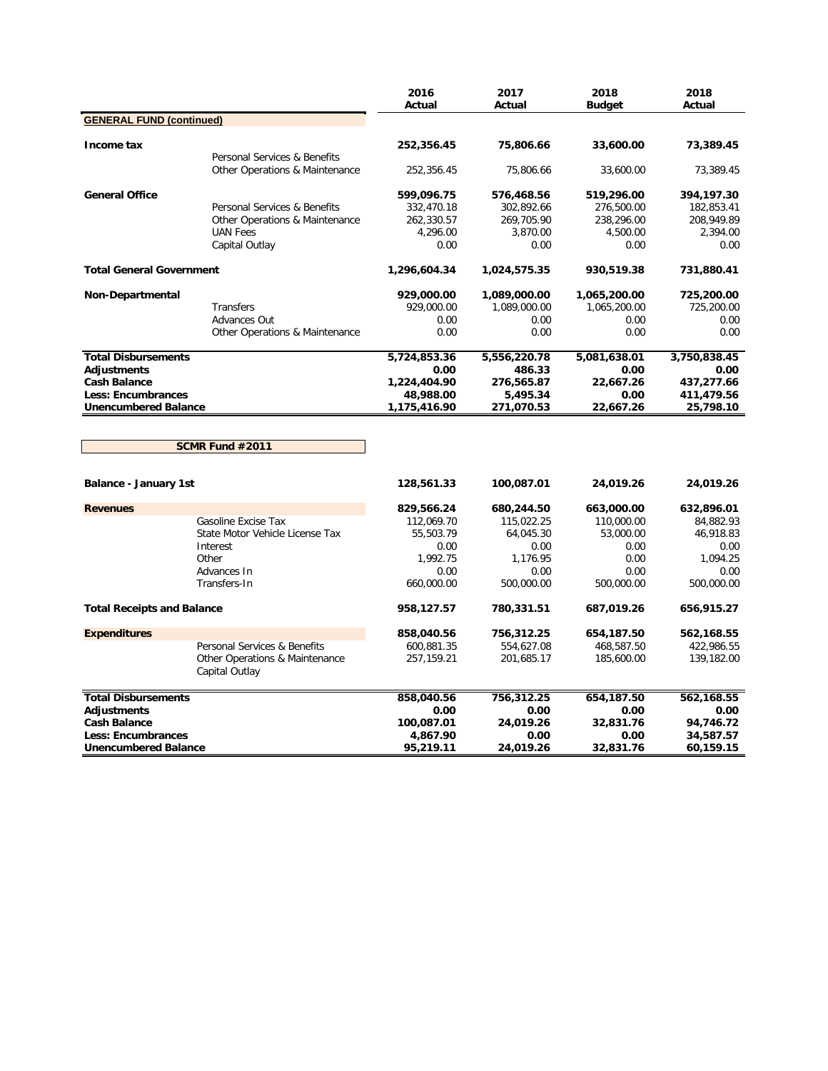| | | 2016 Actual | 2017 Actual | 2018 Budget | 2018 Actual |
|---|---|---|---|---|---|
| **GENERAL FUND (continued)** | | | | | |
| **Income tax** | | **252,356.45** | **75,806.66** | **33,600.00** | **73,389.45** |
| | Personal Services & Benefits | | | | |
| | Other Operations & Maintenance | 252,356.45 | 75,806.66 | 33,600.00 | 73,389.45 |
| **General Office** | | **599,096.75** | **576,468.56** | **519,296.00** | **394,197.30** |
| | Personal Services & Benefits | 332,470.18 | 302,892.66 | 276,500.00 | 182,853.41 |
| | Other Operations & Maintenance | 262,330.57 | 269,705.90 | 238,296.00 | 208,949.89 |
| | UAN Fees | 4,296.00 | 3,870.00 | 4,500.00 | 2,394.00 |
| | Capital Outlay | 0.00 | 0.00 | 0.00 | 0.00 |
| **Total General Government** | | **1,296,604.34** | **1,024,575.35** | **930,519.38** | **731,880.41** |
| **Non-Departmental** | | **929,000.00** | **1,089,000.00** | **1,065,200.00** | **725,200.00** |
| | Transfers | 929,000.00 | 1,089,000.00 | 1,065,200.00 | 725,200.00 |
| | Advances Out | 0.00 | 0.00 | 0.00 | 0.00 |
| | Other Operations & Maintenance | 0.00 | 0.00 | 0.00 | 0.00 |
| **Total Disbursements** | | **5,724,853.36** | **5,556,220.78** | **5,081,638.01** | **3,750,838.45** |
| **Adjustments** | | **0.00** | **486.33** | **0.00** | **0.00** |
| **Cash Balance** | | **1,224,404.90** | **276,565.87** | **22,667.26** | **437,277.66** |
| **Less: Encumbrances** | | **48,988.00** | **5,495.34** | **0.00** | **411,479.56** |
| **Unencumbered Balance** | | **1,175,416.90** | **271,070.53** | **22,667.26** | **25,798.10** |

| **SCMR Fund #2011** | | 2016 Actual | 2017 Actual | 2018 Budget | 2018 Actual |
|---|---|---|---|---|---|
| **Balance - January 1st** | | **128,561.33** | **100,087.01** | **24,019.26** | **24,019.26** |
| **Revenues** | | **829,566.24** | **680,244.50** | **663,000.00** | **632,896.01** |
| | Gasoline Excise Tax | 112,069.70 | 115,022.25 | 110,000.00 | 84,882.93 |
| | State Motor Vehicle License Tax | 55,503.79 | 64,045.30 | 53,000.00 | 46,918.83 |
| | Interest | 0.00 | 0.00 | 0.00 | 0.00 |
| | Other | 1,992.75 | 1,176.95 | 0.00 | 1,094.25 |
| | Advances In | 0.00 | 0.00 | 0.00 | 0.00 |
| | Transfers-In | 660,000.00 | 500,000.00 | 500,000.00 | 500,000.00 |
| **Total Receipts and Balance** | | **958,127.57** | **780,331.51** | **687,019.26** | **656,915.27** |
| **Expenditures** | | **858,040.56** | **756,312.25** | **654,187.50** | **562,168.55** |
| | Personal Services & Benefits | 600,881.35 | 554,627.08 | 468,587.50 | 422,986.55 |
| | Other Operations & Maintenance | 257,159.21 | 201,685.17 | 185,600.00 | 139,182.00 |
| | Capital Outlay | | | | |
| **Total Disbursements** | | **858,040.56** | **756,312.25** | **654,187.50** | **562,168.55** |
| **Adjustments** | | **0.00** | **0.00** | **0.00** | **0.00** |
| **Cash Balance** | | **100,087.01** | **24,019.26** | **32,831.76** | **94,746.72** |
| **Less: Encumbrances** | | **4,867.90** | **0.00** | **0.00** | **34,587.57** |
| **Unencumbered Balance** | | **95,219.11** | **24,019.26** | **32,831.76** | **60,159.15** |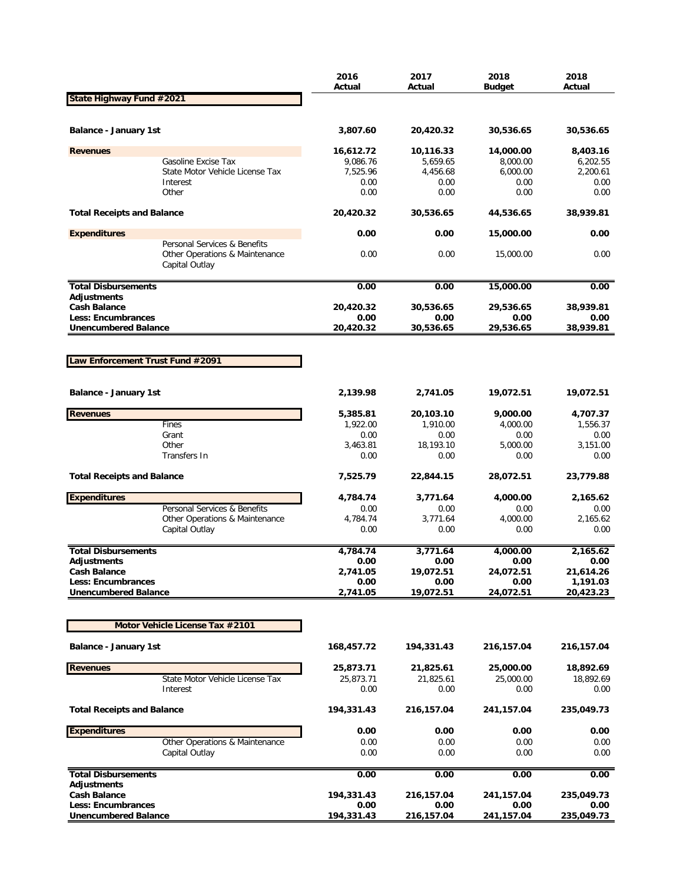| | | 2016 Actual | 2017 Actual | 2018 Budget | 2018 Actual |
|---|---|---|---|---|---|
| **State Highway Fund #2021** | | | | | |
| **Balance - January 1st** | | **3,807.60** | **20,420.32** | **30,536.65** | **30,536.65** |
| **Revenues** | | **16,612.72** | **10,116.33** | **14,000.00** | **8,403.16** |
| | Gasoline Excise Tax | 9,086.76 | 5,659.65 | 8,000.00 | 6,202.55 |
| | State Motor Vehicle License Tax | 7,525.96 | 4,456.68 | 6,000.00 | 2,200.61 |
| | Interest | 0.00 | 0.00 | 0.00 | 0.00 |
| | Other | 0.00 | 0.00 | 0.00 | 0.00 |
| **Total Receipts and Balance** | | **20,420.32** | **30,536.65** | **44,536.65** | **38,939.81** |
| **Expenditures** | | **0.00** | **0.00** | **15,000.00** | **0.00** |
| | Personal Services & Benefits | | | | |
| | Other Operations & Maintenance | 0.00 | 0.00 | 15,000.00 | 0.00 |
| | Capital Outlay | | | | |
| **Total Disbursements** | | **0.00** | **0.00** | **15,000.00** | **0.00** |
| **Adjustments** | | | | | |
| **Cash Balance** | | **20,420.32** | **30,536.65** | **29,536.65** | **38,939.81** |
| **Less: Encumbrances** | | **0.00** | **0.00** | **0.00** | **0.00** |
| **Unencumbered Balance** | | **20,420.32** | **30,536.65** | **29,536.65** | **38,939.81** |

| | | 2016 Actual | 2017 Actual | 2018 Budget | 2018 Actual |
|---|---|---|---|---|---|
| **Law Enforcement Trust Fund #2091** | | | | | |
| **Balance - January 1st** | | **2,139.98** | **2,741.05** | **19,072.51** | **19,072.51** |
| **Revenues** | | **5,385.81** | **20,103.10** | **9,000.00** | **4,707.37** |
| | Fines | 1,922.00 | 1,910.00 | 4,000.00 | 1,556.37 |
| | Grant | 0.00 | 0.00 | 0.00 | 0.00 |
| | Other | 3,463.81 | 18,193.10 | 5,000.00 | 3,151.00 |
| | Transfers In | 0.00 | 0.00 | 0.00 | 0.00 |
| **Total Receipts and Balance** | | **7,525.79** | **22,844.15** | **28,072.51** | **23,779.88** |
| **Expenditures** | | **4,784.74** | **3,771.64** | **4,000.00** | **2,165.62** |
| | Personal Services & Benefits | 0.00 | 0.00 | 0.00 | 0.00 |
| | Other Operations & Maintenance | 4,784.74 | 3,771.64 | 4,000.00 | 2,165.62 |
| | Capital Outlay | 0.00 | 0.00 | 0.00 | 0.00 |
| **Total Disbursements** | | **4,784.74** | **3,771.64** | **4,000.00** | **2,165.62** |
| **Adjustments** | | **0.00** | **0.00** | **0.00** | **0.00** |
| **Cash Balance** | | **2,741.05** | **19,072.51** | **24,072.51** | **21,614.26** |
| **Less: Encumbrances** | | **0.00** | **0.00** | **0.00** | **1,191.03** |
| **Unencumbered Balance** | | **2,741.05** | **19,072.51** | **24,072.51** | **20,423.23** |

| | | 2016 Actual | 2017 Actual | 2018 Budget | 2018 Actual |
|---|---|---|---|---|---|
| **Motor Vehicle License Tax #2101** | | | | | |
| **Balance - January 1st** | | **168,457.72** | **194,331.43** | **216,157.04** | **216,157.04** |
| **Revenues** | | **25,873.71** | **21,825.61** | **25,000.00** | **18,892.69** |
| | State Motor Vehicle License Tax | 25,873.71 | 21,825.61 | 25,000.00 | 18,892.69 |
| | Interest | 0.00 | 0.00 | 0.00 | 0.00 |
| **Total Receipts and Balance** | | **194,331.43** | **216,157.04** | **241,157.04** | **235,049.73** |
| **Expenditures** | | **0.00** | **0.00** | **0.00** | **0.00** |
| | Other Operations & Maintenance | 0.00 | 0.00 | 0.00 | 0.00 |
| | Capital Outlay | 0.00 | 0.00 | 0.00 | 0.00 |
| **Total Disbursements** | | **0.00** | **0.00** | **0.00** | **0.00** |
| **Adjustments** | | | | | |
| **Cash Balance** | | **194,331.43** | **216,157.04** | **241,157.04** | **235,049.73** |
| **Less: Encumbrances** | | **0.00** | **0.00** | **0.00** | **0.00** |
| **Unencumbered Balance** | | **194,331.43** | **216,157.04** | **241,157.04** | **235,049.73** |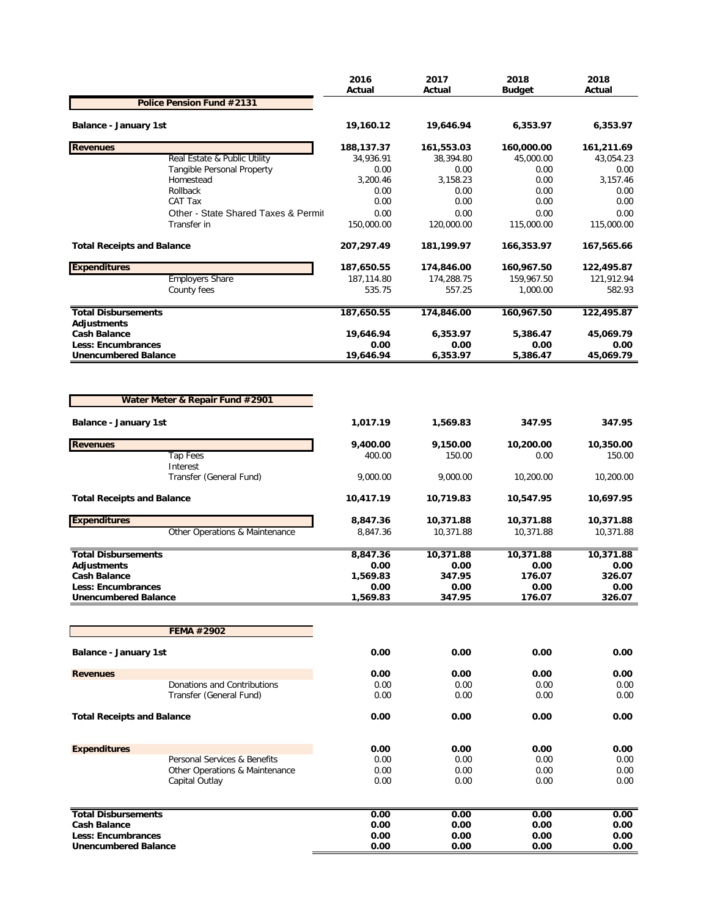| | 2016 Actual | 2017 Actual | 2018 Budget | 2018 Actual |
|---|---|---|---|---|
| **Police Pension Fund #2131** | | | | |
| **Balance - January 1st** | **19,160.12** | **19,646.94** | **6,353.97** | **6,353.97** |
| **Revenues** | **188,137.37** | **161,553.03** | **160,000.00** | **161,211.69** |
| Real Estate & Public Utility | 34,936.91 | 38,394.80 | 45,000.00 | 43,054.23 |
| Tangible Personal Property | 0.00 | 0.00 | 0.00 | 0.00 |
| Homestead | 3,200.46 | 3,158.23 | 0.00 | 3,157.46 |
| Rollback | 0.00 | 0.00 | 0.00 | 0.00 |
| CAT Tax | 0.00 | 0.00 | 0.00 | 0.00 |
| Other - State Shared Taxes & Permit | 0.00 | 0.00 | 0.00 | 0.00 |
| Transfer in | 150,000.00 | 120,000.00 | 115,000.00 | 115,000.00 |
| **Total Receipts and Balance** | **207,297.49** | **181,199.97** | **166,353.97** | **167,565.66** |
| **Expenditures** | **187,650.55** | **174,846.00** | **160,967.50** | **122,495.87** |
| Employers Share | 187,114.80 | 174,288.75 | 159,967.50 | 121,912.94 |
| County fees | 535.75 | 557.25 | 1,000.00 | 582.93 |
| **Total Disbursements** | **187,650.55** | **174,846.00** | **160,967.50** | **122,495.87** |
| **Adjustments** | | | | |
| **Cash Balance** | **19,646.94** | **6,353.97** | **5,386.47** | **45,069.79** |
| **Less: Encumbrances** | **0.00** | **0.00** | **0.00** | **0.00** |
| **Unencumbered Balance** | **19,646.94** | **6,353.97** | **5,386.47** | **45,069.79** |

| | 2016 Actual | 2017 Actual | 2018 Budget | 2018 Actual |
|---|---|---|---|---|
| **Water Meter & Repair Fund #2901** | | | | |
| **Balance - January 1st** | **1,017.19** | **1,569.83** | **347.95** | **347.95** |
| **Revenues** | **9,400.00** | **9,150.00** | **10,200.00** | **10,350.00** |
| Tap Fees | 400.00 | 150.00 | 0.00 | 150.00 |
| Interest | | | | |
| Transfer (General Fund) | 9,000.00 | 9,000.00 | 10,200.00 | 10,200.00 |
| **Total Receipts and Balance** | **10,417.19** | **10,719.83** | **10,547.95** | **10,697.95** |
| **Expenditures** | **8,847.36** | **10,371.88** | **10,371.88** | **10,371.88** |
| Other Operations & Maintenance | 8,847.36 | 10,371.88 | 10,371.88 | 10,371.88 |
| **Total Disbursements** | **8,847.36** | **10,371.88** | **10,371.88** | **10,371.88** |
| **Adjustments** | **0.00** | **0.00** | **0.00** | **0.00** |
| **Cash Balance** | **1,569.83** | **347.95** | **176.07** | **326.07** |
| **Less: Encumbrances** | **0.00** | **0.00** | **0.00** | **0.00** |
| **Unencumbered Balance** | **1,569.83** | **347.95** | **176.07** | **326.07** |

| | 2016 Actual | 2017 Actual | 2018 Budget | 2018 Actual |
|---|---|---|---|---|
| **FEMA #2902** | | | | |
| **Balance - January 1st** | **0.00** | **0.00** | **0.00** | **0.00** |
| **Revenues** | **0.00** | **0.00** | **0.00** | **0.00** |
| Donations and Contributions | 0.00 | 0.00 | 0.00 | 0.00 |
| Transfer (General Fund) | 0.00 | 0.00 | 0.00 | 0.00 |
| **Total Receipts and Balance** | **0.00** | **0.00** | **0.00** | **0.00** |
| **Expenditures** | **0.00** | **0.00** | **0.00** | **0.00** |
| Personal Services & Benefits | 0.00 | 0.00 | 0.00 | 0.00 |
| Other Operations & Maintenance | 0.00 | 0.00 | 0.00 | 0.00 |
| Capital Outlay | 0.00 | 0.00 | 0.00 | 0.00 |
| **Total Disbursements** | **0.00** | **0.00** | **0.00** | **0.00** |
| **Cash Balance** | **0.00** | **0.00** | **0.00** | **0.00** |
| **Less: Encumbrances** | **0.00** | **0.00** | **0.00** | **0.00** |
| **Unencumbered Balance** | **0.00** | **0.00** | **0.00** | **0.00** |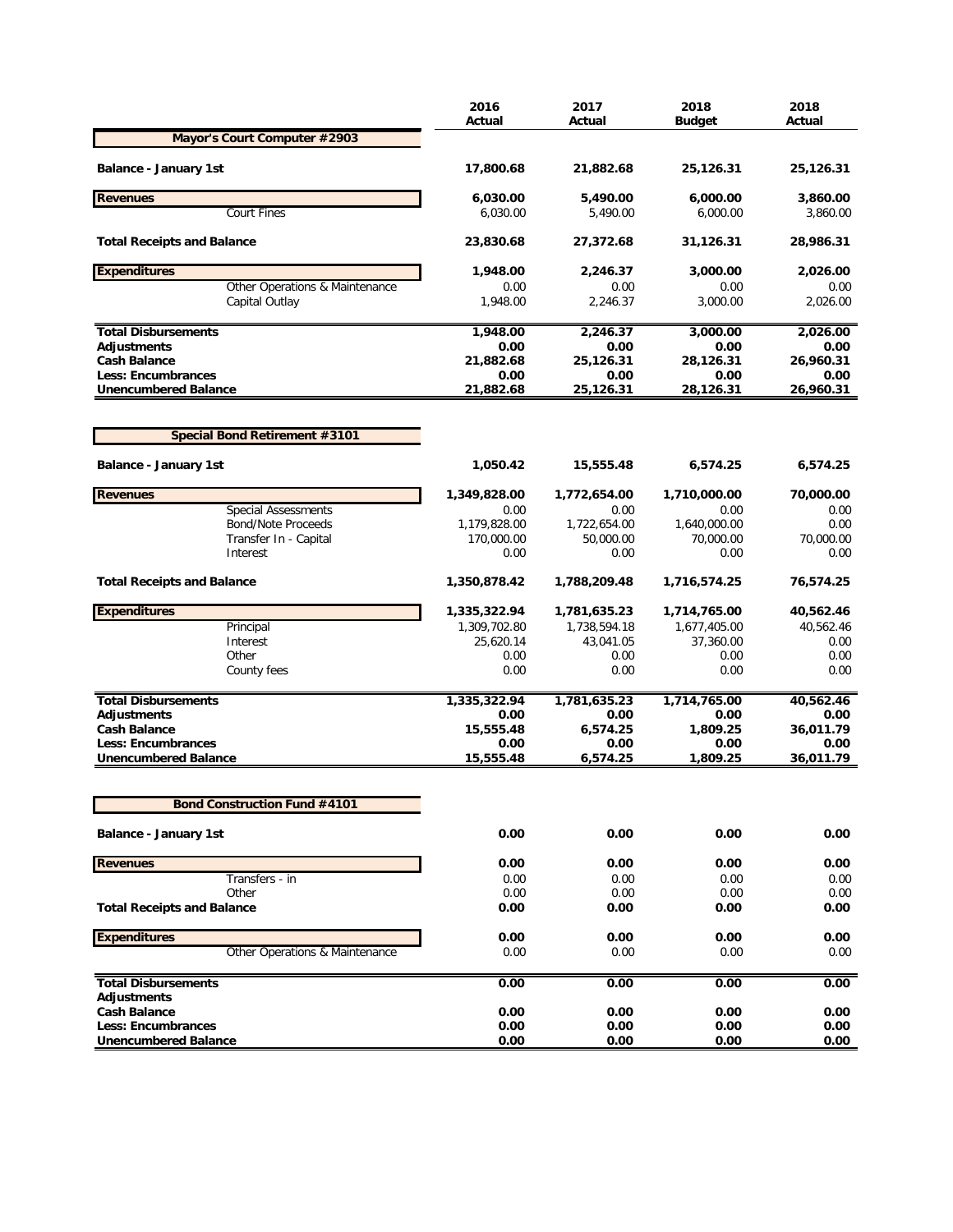| | 2016 Actual | 2017 Actual | 2018 Budget | 2018 Actual |
|---|---|---|---|---|
| **Mayor's Court Computer #2903** | | | | |
| **Balance - January 1st** | **17,800.68** | **21,882.68** | **25,126.31** | **25,126.31** |
| **Revenues** | **6,030.00** | **5,490.00** | **6,000.00** | **3,860.00** |
| Court Fines | 6,030.00 | 5,490.00 | 6,000.00 | 3,860.00 |
| **Total Receipts and Balance** | **23,830.68** | **27,372.68** | **31,126.31** | **28,986.31** |
| **Expenditures** | **1,948.00** | **2,246.37** | **3,000.00** | **2,026.00** |
| Other Operations & Maintenance | 0.00 | 0.00 | 0.00 | 0.00 |
| Capital Outlay | 1,948.00 | 2,246.37 | 3,000.00 | 2,026.00 |
| **Total Disbursements** | **1,948.00** | **2,246.37** | **3,000.00** | **2,026.00** |
| **Adjustments** | **0.00** | **0.00** | **0.00** | **0.00** |
| **Cash Balance** | **21,882.68** | **25,126.31** | **28,126.31** | **26,960.31** |
| **Less: Encumbrances** | **0.00** | **0.00** | **0.00** | **0.00** |
| **Unencumbered Balance** | **21,882.68** | **25,126.31** | **28,126.31** | **26,960.31** |

| | 2016 Actual | 2017 Actual | 2018 Budget | 2018 Actual |
|---|---|---|---|---|
| **Special Bond Retirement #3101** | | | | |
| **Balance - January 1st** | **1,050.42** | **15,555.48** | **6,574.25** | **6,574.25** |
| **Revenues** | **1,349,828.00** | **1,772,654.00** | **1,710,000.00** | **70,000.00** |
| Special Assessments | 0.00 | 0.00 | 0.00 | 0.00 |
| Bond/Note Proceeds | 1,179,828.00 | 1,722,654.00 | 1,640,000.00 | 0.00 |
| Transfer In - Capital | 170,000.00 | 50,000.00 | 70,000.00 | 70,000.00 |
| Interest | 0.00 | 0.00 | 0.00 | 0.00 |
| **Total Receipts and Balance** | **1,350,878.42** | **1,788,209.48** | **1,716,574.25** | **76,574.25** |
| **Expenditures** | **1,335,322.94** | **1,781,635.23** | **1,714,765.00** | **40,562.46** |
| Principal | 1,309,702.80 | 1,738,594.18 | 1,677,405.00 | 40,562.46 |
| Interest | 25,620.14 | 43,041.05 | 37,360.00 | 0.00 |
| Other | 0.00 | 0.00 | 0.00 | 0.00 |
| County fees | 0.00 | 0.00 | 0.00 | 0.00 |
| **Total Disbursements** | **1,335,322.94** | **1,781,635.23** | **1,714,765.00** | **40,562.46** |
| **Adjustments** | **0.00** | **0.00** | **0.00** | **0.00** |
| **Cash Balance** | **15,555.48** | **6,574.25** | **1,809.25** | **36,011.79** |
| **Less: Encumbrances** | **0.00** | **0.00** | **0.00** | **0.00** |
| **Unencumbered Balance** | **15,555.48** | **6,574.25** | **1,809.25** | **36,011.79** |

| | 2016 Actual | 2017 Actual | 2018 Budget | 2018 Actual |
|---|---|---|---|---|
| **Bond Construction Fund #4101** | | | | |
| **Balance - January 1st** | **0.00** | **0.00** | **0.00** | **0.00** |
| **Revenues** | **0.00** | **0.00** | **0.00** | **0.00** |
| Transfers - in | 0.00 | 0.00 | 0.00 | 0.00 |
| Other | 0.00 | 0.00 | 0.00 | 0.00 |
| **Total Receipts and Balance** | **0.00** | **0.00** | **0.00** | **0.00** |
| **Expenditures** | **0.00** | **0.00** | **0.00** | **0.00** |
| Other Operations & Maintenance | 0.00 | 0.00 | 0.00 | 0.00 |
| **Total Disbursements** | **0.00** | **0.00** | **0.00** | **0.00** |
| **Adjustments** | | | | |
| **Cash Balance** | **0.00** | **0.00** | **0.00** | **0.00** |
| **Less: Encumbrances** | **0.00** | **0.00** | **0.00** | **0.00** |
| **Unencumbered Balance** | **0.00** | **0.00** | **0.00** | **0.00** |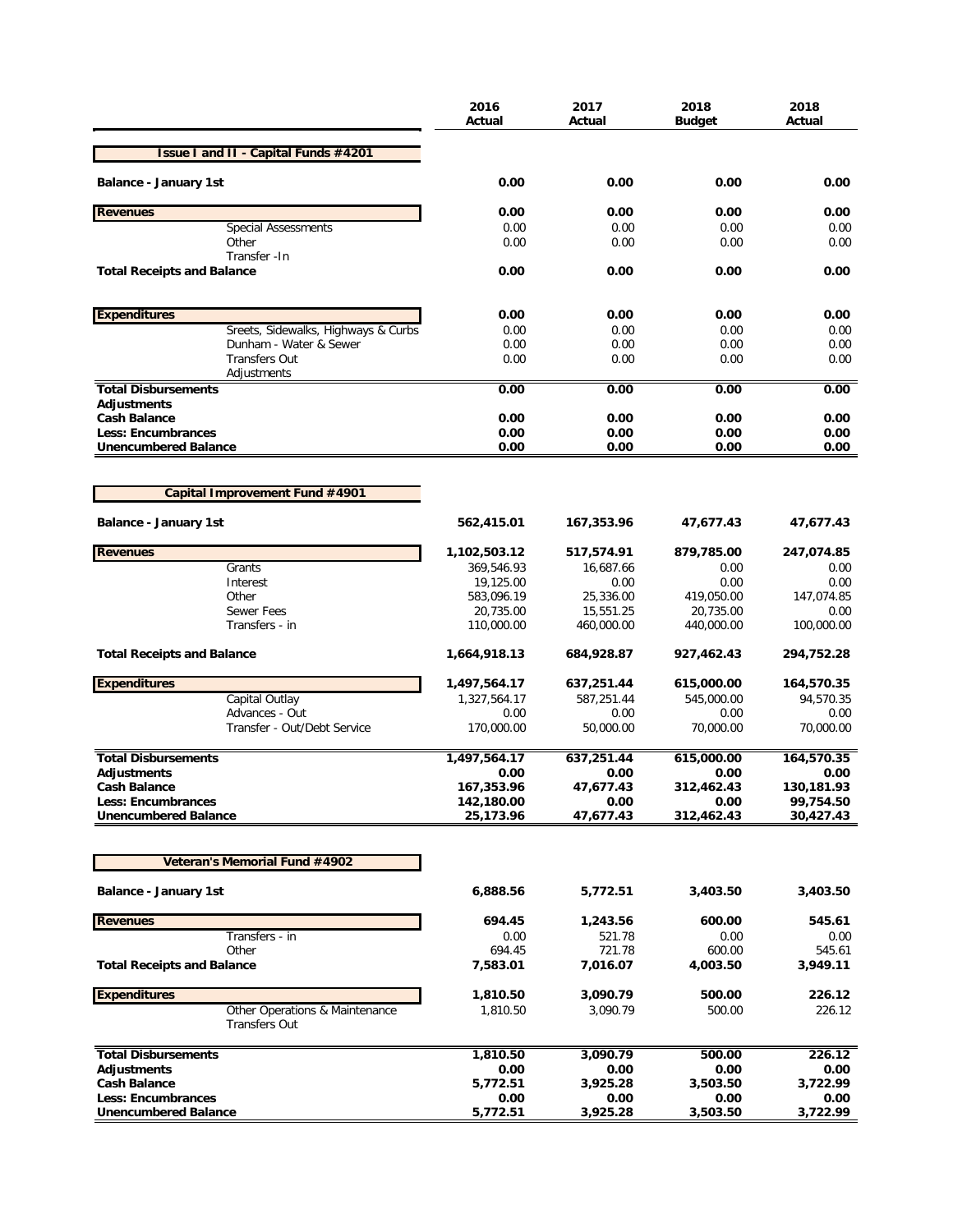| | 2016 Actual | 2017 Actual | 2018 Budget | 2018 Actual |
|---|---|---|---|---|
| **Issue I and II - Capital Funds #4201** | | | | |
| **Balance - January 1st** | **0.00** | **0.00** | **0.00** | **0.00** |
| **Revenues** | **0.00** | **0.00** | **0.00** | **0.00** |
| Special Assessments | 0.00 | 0.00 | 0.00 | 0.00 |
| Other | 0.00 | 0.00 | 0.00 | 0.00 |
| Transfer -In | | | | |
| **Total Receipts and Balance** | **0.00** | **0.00** | **0.00** | **0.00** |
| **Expenditures** | **0.00** | **0.00** | **0.00** | **0.00** |
| Sreets, Sidewalks, Highways & Curbs | 0.00 | 0.00 | 0.00 | 0.00 |
| Dunham - Water & Sewer | 0.00 | 0.00 | 0.00 | 0.00 |
| Transfers Out | 0.00 | 0.00 | 0.00 | 0.00 |
| Adjustments | | | | |
| **Total Disbursements** | **0.00** | **0.00** | **0.00** | **0.00** |
| **Adjustments** | | | | |
| **Cash Balance** | **0.00** | **0.00** | **0.00** | **0.00** |
| **Less: Encumbrances** | **0.00** | **0.00** | **0.00** | **0.00** |
| **Unencumbered Balance** | **0.00** | **0.00** | **0.00** | **0.00** |

| | 2016 Actual | 2017 Actual | 2018 Budget | 2018 Actual |
|---|---|---|---|---|
| **Capital Improvement Fund #4901** | | | | |
| **Balance - January 1st** | **562,415.01** | **167,353.96** | **47,677.43** | **47,677.43** |
| **Revenues** | **1,102,503.12** | **517,574.91** | **879,785.00** | **247,074.85** |
| Grants | 369,546.93 | 16,687.66 | 0.00 | 0.00 |
| Interest | 19,125.00 | 0.00 | 0.00 | 0.00 |
| Other | 583,096.19 | 25,336.00 | 419,050.00 | 147,074.85 |
| Sewer Fees | 20,735.00 | 15,551.25 | 20,735.00 | 0.00 |
| Transfers - in | 110,000.00 | 460,000.00 | 440,000.00 | 100,000.00 |
| **Total Receipts and Balance** | **1,664,918.13** | **684,928.87** | **927,462.43** | **294,752.28** |
| **Expenditures** | **1,497,564.17** | **637,251.44** | **615,000.00** | **164,570.35** |
| Capital Outlay | 1,327,564.17 | 587,251.44 | 545,000.00 | 94,570.35 |
| Advances - Out | 0.00 | 0.00 | 0.00 | 0.00 |
| Transfer - Out/Debt Service | 170,000.00 | 50,000.00 | 70,000.00 | 70,000.00 |
| **Total Disbursements** | **1,497,564.17** | **637,251.44** | **615,000.00** | **164,570.35** |
| **Adjustments** | **0.00** | **0.00** | **0.00** | **0.00** |
| **Cash Balance** | **167,353.96** | **47,677.43** | **312,462.43** | **130,181.93** |
| **Less: Encumbrances** | **142,180.00** | **0.00** | **0.00** | **99,754.50** |
| **Unencumbered Balance** | **25,173.96** | **47,677.43** | **312,462.43** | **30,427.43** |

| | 2016 Actual | 2017 Actual | 2018 Budget | 2018 Actual |
|---|---|---|---|---|
| **Veteran's Memorial Fund #4902** | | | | |
| **Balance - January 1st** | **6,888.56** | **5,772.51** | **3,403.50** | **3,403.50** |
| **Revenues** | **694.45** | **1,243.56** | **600.00** | **545.61** |
| Transfers - in | 0.00 | 521.78 | 0.00 | 0.00 |
| Other | 694.45 | 721.78 | 600.00 | 545.61 |
| **Total Receipts and Balance** | **7,583.01** | **7,016.07** | **4,003.50** | **3,949.11** |
| **Expenditures** | **1,810.50** | **3,090.79** | **500.00** | **226.12** |
| Other Operations & Maintenance | 1,810.50 | 3,090.79 | 500.00 | 226.12 |
| Transfers Out | | | | |
| **Total Disbursements** | **1,810.50** | **3,090.79** | **500.00** | **226.12** |
| **Adjustments** | **0.00** | **0.00** | **0.00** | **0.00** |
| **Cash Balance** | **5,772.51** | **3,925.28** | **3,503.50** | **3,722.99** |
| **Less: Encumbrances** | **0.00** | **0.00** | **0.00** | **0.00** |
| **Unencumbered Balance** | **5,772.51** | **3,925.28** | **3,503.50** | **3,722.99** |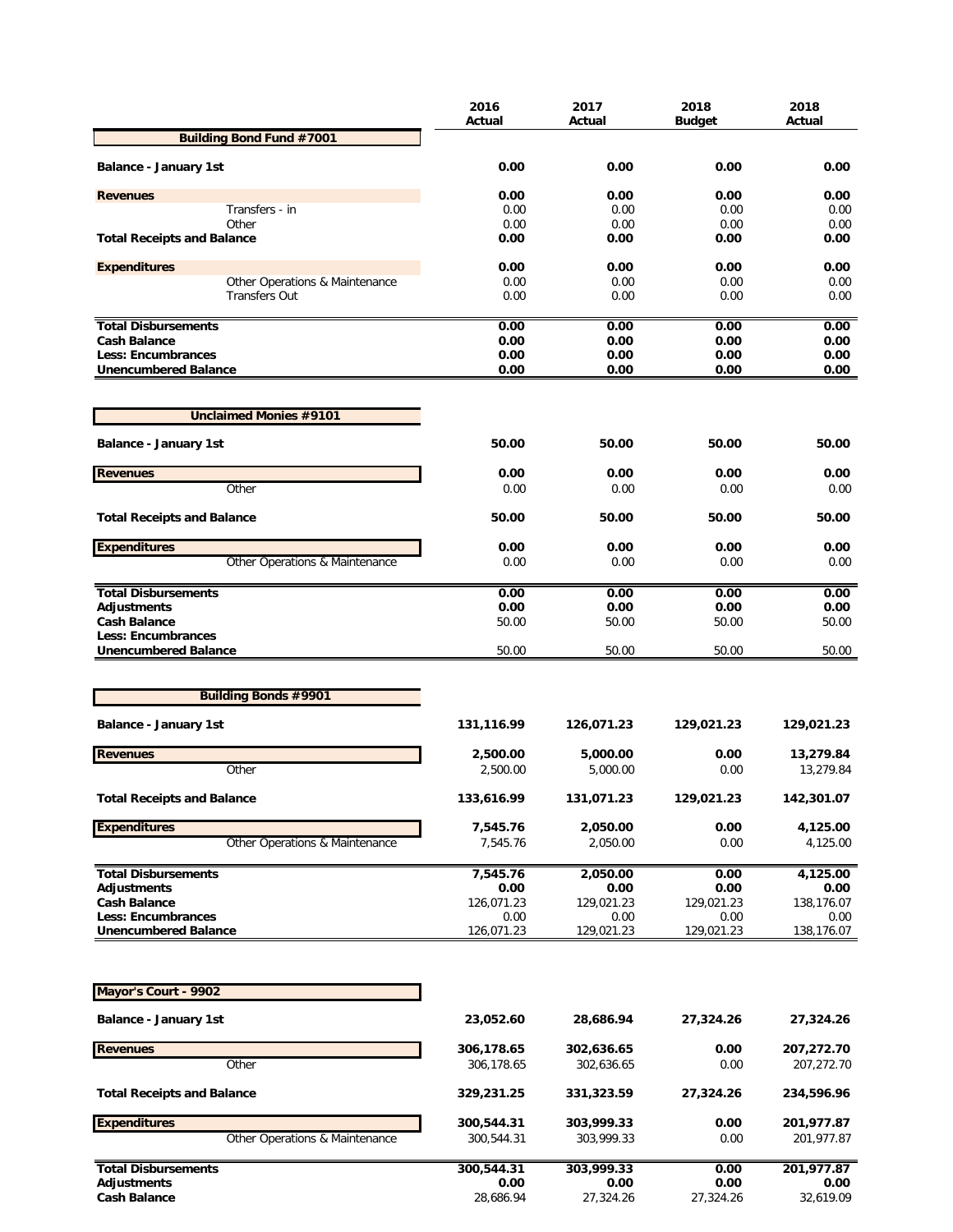| | 2016 Actual | 2017 Actual | 2018 Budget | 2018 Actual |
|---|---|---|---|---|
| **Building Bond Fund #7001** | | | | |
| **Balance - January 1st** | **0.00** | **0.00** | **0.00** | **0.00** |
| **Revenues** | **0.00** | **0.00** | **0.00** | **0.00** |
| Transfers - in | 0.00 | 0.00 | 0.00 | 0.00 |
| Other | 0.00 | 0.00 | 0.00 | 0.00 |
| **Total Receipts and Balance** | **0.00** | **0.00** | **0.00** | **0.00** |
| **Expenditures** | **0.00** | **0.00** | **0.00** | **0.00** |
| Other Operations & Maintenance | 0.00 | 0.00 | 0.00 | 0.00 |
| Transfers Out | 0.00 | 0.00 | 0.00 | 0.00 |
| **Total Disbursements** | **0.00** | **0.00** | **0.00** | **0.00** |
| **Cash Balance** | **0.00** | **0.00** | **0.00** | **0.00** |
| **Less: Encumbrances** | **0.00** | **0.00** | **0.00** | **0.00** |
| **Unencumbered Balance** | **0.00** | **0.00** | **0.00** | **0.00** |

| | 2016 Actual | 2017 Actual | 2018 Budget | 2018 Actual |
|---|---|---|---|---|
| **Unclaimed Monies #9101** | | | | |
| **Balance - January 1st** | **50.00** | **50.00** | **50.00** | **50.00** |
| **Revenues** | **0.00** | **0.00** | **0.00** | **0.00** |
| Other | 0.00 | 0.00 | 0.00 | 0.00 |
| **Total Receipts and Balance** | **50.00** | **50.00** | **50.00** | **50.00** |
| **Expenditures** | **0.00** | **0.00** | **0.00** | **0.00** |
| Other Operations & Maintenance | 0.00 | 0.00 | 0.00 | 0.00 |
| **Total Disbursements** | **0.00** | **0.00** | **0.00** | **0.00** |
| **Adjustments** | **0.00** | **0.00** | **0.00** | **0.00** |
| **Cash Balance** | 50.00 | 50.00 | 50.00 | 50.00 |
| **Less: Encumbrances** | | | | |
| **Unencumbered Balance** | 50.00 | 50.00 | 50.00 | 50.00 |

| | 2016 Actual | 2017 Actual | 2018 Budget | 2018 Actual |
|---|---|---|---|---|
| **Building Bonds #9901** | | | | |
| **Balance - January 1st** | **131,116.99** | **126,071.23** | **129,021.23** | **129,021.23** |
| **Revenues** | **2,500.00** | **5,000.00** | **0.00** | **13,279.84** |
| Other | 2,500.00 | 5,000.00 | 0.00 | 13,279.84 |
| **Total Receipts and Balance** | **133,616.99** | **131,071.23** | **129,021.23** | **142,301.07** |
| **Expenditures** | **7,545.76** | **2,050.00** | **0.00** | **4,125.00** |
| Other Operations & Maintenance | 7,545.76 | 2,050.00 | 0.00 | 4,125.00 |
| **Total Disbursements** | **7,545.76** | **2,050.00** | **0.00** | **4,125.00** |
| **Adjustments** | **0.00** | **0.00** | **0.00** | **0.00** |
| **Cash Balance** | 126,071.23 | 129,021.23 | 129,021.23 | 138,176.07 |
| **Less: Encumbrances** | 0.00 | 0.00 | 0.00 | 0.00 |
| **Unencumbered Balance** | 126,071.23 | 129,021.23 | 129,021.23 | 138,176.07 |

| | 2016 Actual | 2017 Actual | 2018 Budget | 2018 Actual |
|---|---|---|---|---|
| **Mayor's Court - 9902** | | | | |
| **Balance - January 1st** | **23,052.60** | **28,686.94** | **27,324.26** | **27,324.26** |
| **Revenues** | **306,178.65** | **302,636.65** | **0.00** | **207,272.70** |
| Other | 306,178.65 | 302,636.65 | 0.00 | 207,272.70 |
| **Total Receipts and Balance** | **329,231.25** | **331,323.59** | **27,324.26** | **234,596.96** |
| **Expenditures** | **300,544.31** | **303,999.33** | **0.00** | **201,977.87** |
| Other Operations & Maintenance | 300,544.31 | 303,999.33 | 0.00 | 201,977.87 |
| **Total Disbursements** | **300,544.31** | **303,999.33** | **0.00** | **201,977.87** |
| **Adjustments** | **0.00** | **0.00** | **0.00** | **0.00** |
| **Cash Balance** | 28,686.94 | 27,324.26 | 27,324.26 | 32,619.09 |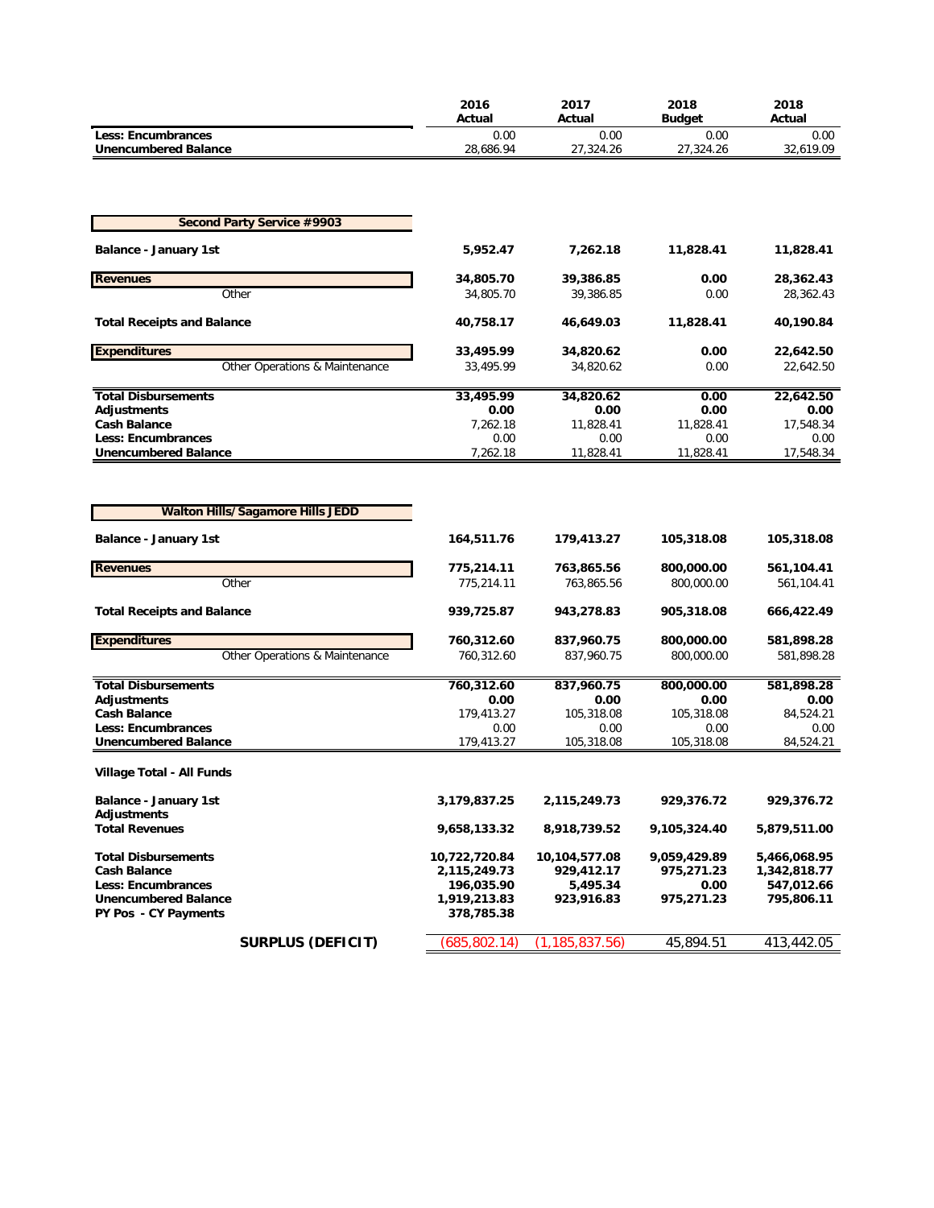| | 2016 Actual | 2017 Actual | 2018 Budget | 2018 Actual |
|---|---|---|---|---|
| **Less: Encumbrances** | 0.00 | 0.00 | 0.00 | 0.00 |
| **Unencumbered Balance** | 28,686.94 | 27,324.26 | 27,324.26 | 32,619.09 |

| **Second Party Service #9903** | | | | |
|---|---|---|---|---|
| **Balance - January 1st** | **5,952.47** | **7,262.18** | **11,828.41** | **11,828.41** |
| **Revenues** | **34,805.70** | **39,386.85** | **0.00** | **28,362.43** |
| Other | 34,805.70 | 39,386.85 | 0.00 | 28,362.43 |
| **Total Receipts and Balance** | **40,758.17** | **46,649.03** | **11,828.41** | **40,190.84** |
| **Expenditures** | **33,495.99** | **34,820.62** | **0.00** | **22,642.50** |
| Other Operations & Maintenance | 33,495.99 | 34,820.62 | 0.00 | 22,642.50 |
| **Total Disbursements** | **33,495.99** | **34,820.62** | **0.00** | **22,642.50** |
| **Adjustments** | **0.00** | **0.00** | **0.00** | **0.00** |
| **Cash Balance** | 7,262.18 | 11,828.41 | 11,828.41 | 17,548.34 |
| **Less: Encumbrances** | 0.00 | 0.00 | 0.00 | 0.00 |
| **Unencumbered Balance** | 7,262.18 | 11,828.41 | 11,828.41 | 17,548.34 |

| **Walton Hills/Sagamore Hills JEDD** | | | | |
|---|---|---|---|---|
| **Balance - January 1st** | **164,511.76** | **179,413.27** | **105,318.08** | **105,318.08** |
| **Revenues** | **775,214.11** | **763,865.56** | **800,000.00** | **561,104.41** |
| Other | 775,214.11 | 763,865.56 | 800,000.00 | 561,104.41 |
| **Total Receipts and Balance** | **939,725.87** | **943,278.83** | **905,318.08** | **666,422.49** |
| **Expenditures** | **760,312.60** | **837,960.75** | **800,000.00** | **581,898.28** |
| Other Operations & Maintenance | 760,312.60 | 837,960.75 | 800,000.00 | 581,898.28 |
| **Total Disbursements** | **760,312.60** | **837,960.75** | **800,000.00** | **581,898.28** |
| **Adjustments** | **0.00** | **0.00** | **0.00** | **0.00** |
| **Cash Balance** | 179,413.27 | 105,318.08 | 105,318.08 | 84,524.21 |
| **Less: Encumbrances** | 0.00 | 0.00 | 0.00 | 0.00 |
| **Unencumbered Balance** | 179,413.27 | 105,318.08 | 105,318.08 | 84,524.21 |

| **Village Total - All Funds** | | | | |
|---|---|---|---|---|
| **Balance - January 1st** | **3,179,837.25** | **2,115,249.73** | **929,376.72** | **929,376.72** |
| **Adjustments** | | | | |
| **Total Revenues** | **9,658,133.32** | **8,918,739.52** | **9,105,324.40** | **5,879,511.00** |
| **Total Disbursements** | **10,722,720.84** | **10,104,577.08** | **9,059,429.89** | **5,466,068.95** |
| **Cash Balance** | **2,115,249.73** | **929,412.17** | **975,271.23** | **1,342,818.77** |
| **Less: Encumbrances** | **196,035.90** | **5,495.34** | **0.00** | **547,012.66** |
| **Unencumbered Balance** | **1,919,213.83** | **923,916.83** | **975,271.23** | **795,806.11** |
| **PY Pos - CY Payments** | **378,785.38** | | | |
| **SURPLUS (DEFICIT)** | (685,802.14) | (1,185,837.56) | 45,894.51 | 413,442.05 |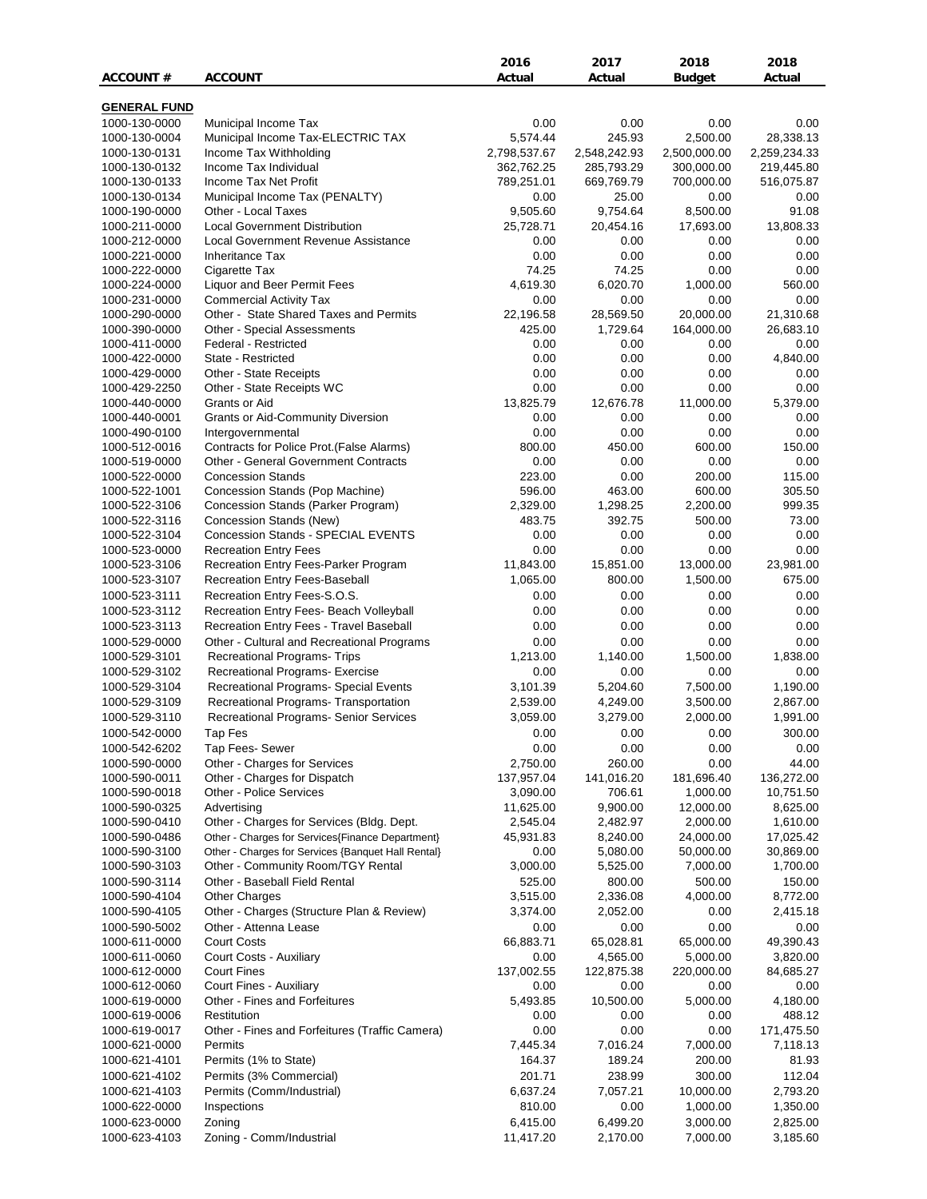| ACCOUNT # | ACCOUNT | 2016 Actual | 2017 Actual | 2018 Budget | 2018 Actual |
|---|---|---|---|---|---|
| **GENERAL FUND** | | | | | |
| 1000-130-0000 | Municipal Income Tax | 0.00 | 0.00 | 0.00 | 0.00 |
| 1000-130-0004 | Municipal Income Tax-ELECTRIC TAX | 5,574.44 | 245.93 | 2,500.00 | 28,338.13 |
| 1000-130-0131 | Income Tax Withholding | 2,798,537.67 | 2,548,242.93 | 2,500,000.00 | 2,259,234.33 |
| 1000-130-0132 | Income Tax Individual | 362,762.25 | 285,793.29 | 300,000.00 | 219,445.80 |
| 1000-130-0133 | Income Tax Net Profit | 789,251.01 | 669,769.79 | 700,000.00 | 516,075.87 |
| 1000-130-0134 | Municipal Income Tax (PENALTY) | 0.00 | 25.00 | 0.00 | 0.00 |
| 1000-190-0000 | Other - Local Taxes | 9,505.60 | 9,754.64 | 8,500.00 | 91.08 |
| 1000-211-0000 | Local Government Distribution | 25,728.71 | 20,454.16 | 17,693.00 | 13,808.33 |
| 1000-212-0000 | Local Government Revenue Assistance | 0.00 | 0.00 | 0.00 | 0.00 |
| 1000-221-0000 | Inheritance Tax | 0.00 | 0.00 | 0.00 | 0.00 |
| 1000-222-0000 | Cigarette Tax | 74.25 | 74.25 | 0.00 | 0.00 |
| 1000-224-0000 | Liquor and Beer Permit Fees | 4,619.30 | 6,020.70 | 1,000.00 | 560.00 |
| 1000-231-0000 | Commercial Activity Tax | 0.00 | 0.00 | 0.00 | 0.00 |
| 1000-290-0000 | Other - State Shared Taxes and Permits | 22,196.58 | 28,569.50 | 20,000.00 | 21,310.68 |
| 1000-390-0000 | Other - Special Assessments | 425.00 | 1,729.64 | 164,000.00 | 26,683.10 |
| 1000-411-0000 | Federal - Restricted | 0.00 | 0.00 | 0.00 | 0.00 |
| 1000-422-0000 | State - Restricted | 0.00 | 0.00 | 0.00 | 4,840.00 |
| 1000-429-0000 | Other - State Receipts | 0.00 | 0.00 | 0.00 | 0.00 |
| 1000-429-2250 | Other - State Receipts WC | 0.00 | 0.00 | 0.00 | 0.00 |
| 1000-440-0000 | Grants or Aid | 13,825.79 | 12,676.78 | 11,000.00 | 5,379.00 |
| 1000-440-0001 | Grants or Aid-Community Diversion | 0.00 | 0.00 | 0.00 | 0.00 |
| 1000-490-0100 | Intergovernmental | 0.00 | 0.00 | 0.00 | 0.00 |
| 1000-512-0016 | Contracts for Police Prot.(False Alarms) | 800.00 | 450.00 | 600.00 | 150.00 |
| 1000-519-0000 | Other - General Government Contracts | 0.00 | 0.00 | 0.00 | 0.00 |
| 1000-522-0000 | Concession Stands | 223.00 | 0.00 | 200.00 | 115.00 |
| 1000-522-1001 | Concession Stands (Pop Machine) | 596.00 | 463.00 | 600.00 | 305.50 |
| 1000-522-3106 | Concession Stands (Parker Program) | 2,329.00 | 1,298.25 | 2,200.00 | 999.35 |
| 1000-522-3116 | Concession Stands (New) | 483.75 | 392.75 | 500.00 | 73.00 |
| 1000-522-3104 | Concession Stands - SPECIAL EVENTS | 0.00 | 0.00 | 0.00 | 0.00 |
| 1000-523-0000 | Recreation Entry Fees | 0.00 | 0.00 | 0.00 | 0.00 |
| 1000-523-3106 | Recreation Entry Fees-Parker Program | 11,843.00 | 15,851.00 | 13,000.00 | 23,981.00 |
| 1000-523-3107 | Recreation Entry Fees-Baseball | 1,065.00 | 800.00 | 1,500.00 | 675.00 |
| 1000-523-3111 | Recreation Entry Fees-S.O.S. | 0.00 | 0.00 | 0.00 | 0.00 |
| 1000-523-3112 | Recreation Entry Fees- Beach Volleyball | 0.00 | 0.00 | 0.00 | 0.00 |
| 1000-523-3113 | Recreation Entry Fees - Travel Baseball | 0.00 | 0.00 | 0.00 | 0.00 |
| 1000-529-0000 | Other - Cultural and Recreational Programs | 0.00 | 0.00 | 0.00 | 0.00 |
| 1000-529-3101 | Recreational Programs- Trips | 1,213.00 | 1,140.00 | 1,500.00 | 1,838.00 |
| 1000-529-3102 | Recreational Programs- Exercise | 0.00 | 0.00 | 0.00 | 0.00 |
| 1000-529-3104 | Recreational Programs- Special Events | 3,101.39 | 5,204.60 | 7,500.00 | 1,190.00 |
| 1000-529-3109 | Recreational Programs- Transportation | 2,539.00 | 4,249.00 | 3,500.00 | 2,867.00 |
| 1000-529-3110 | Recreational Programs- Senior Services | 3,059.00 | 3,279.00 | 2,000.00 | 1,991.00 |
| 1000-542-0000 | Tap Fes | 0.00 | 0.00 | 0.00 | 300.00 |
| 1000-542-6202 | Tap Fees- Sewer | 0.00 | 0.00 | 0.00 | 0.00 |
| 1000-590-0000 | Other - Charges for Services | 2,750.00 | 260.00 | 0.00 | 44.00 |
| 1000-590-0011 | Other - Charges for Dispatch | 137,957.04 | 141,016.20 | 181,696.40 | 136,272.00 |
| 1000-590-0018 | Other - Police Services | 3,090.00 | 706.61 | 1,000.00 | 10,751.50 |
| 1000-590-0325 | Advertising | 11,625.00 | 9,900.00 | 12,000.00 | 8,625.00 |
| 1000-590-0410 | Other - Charges for Services (Bldg. Dept. | 2,545.04 | 2,482.97 | 2,000.00 | 1,610.00 |
| 1000-590-0486 | Other - Charges for Services{Finance Department} | 45,931.83 | 8,240.00 | 24,000.00 | 17,025.42 |
| 1000-590-3100 | Other - Charges for Services {Banquet Hall Rental} | 0.00 | 5,080.00 | 50,000.00 | 30,869.00 |
| 1000-590-3103 | Other - Community Room/TGY Rental | 3,000.00 | 5,525.00 | 7,000.00 | 1,700.00 |
| 1000-590-3114 | Other - Baseball Field Rental | 525.00 | 800.00 | 500.00 | 150.00 |
| 1000-590-4104 | Other Charges | 3,515.00 | 2,336.08 | 4,000.00 | 8,772.00 |
| 1000-590-4105 | Other - Charges (Structure Plan & Review) | 3,374.00 | 2,052.00 | 0.00 | 2,415.18 |
| 1000-590-5002 | Other - Attenna Lease | 0.00 | 0.00 | 0.00 | 0.00 |
| 1000-611-0000 | Court Costs | 66,883.71 | 65,028.81 | 65,000.00 | 49,390.43 |
| 1000-611-0060 | Court Costs - Auxiliary | 0.00 | 4,565.00 | 5,000.00 | 3,820.00 |
| 1000-612-0000 | Court Fines | 137,002.55 | 122,875.38 | 220,000.00 | 84,685.27 |
| 1000-612-0060 | Court Fines - Auxiliary | 0.00 | 0.00 | 0.00 | 0.00 |
| 1000-619-0000 | Other - Fines and Forfeitures | 5,493.85 | 10,500.00 | 5,000.00 | 4,180.00 |
| 1000-619-0006 | Restitution | 0.00 | 0.00 | 0.00 | 488.12 |
| 1000-619-0017 | Other - Fines and Forfeitures (Traffic Camera) | 0.00 | 0.00 | 0.00 | 171,475.50 |
| 1000-621-0000 | Permits | 7,445.34 | 7,016.24 | 7,000.00 | 7,118.13 |
| 1000-621-4101 | Permits (1% to State) | 164.37 | 189.24 | 200.00 | 81.93 |
| 1000-621-4102 | Permits (3% Commercial) | 201.71 | 238.99 | 300.00 | 112.04 |
| 1000-621-4103 | Permits (Comm/Industrial) | 6,637.24 | 7,057.21 | 10,000.00 | 2,793.20 |
| 1000-622-0000 | Inspections | 810.00 | 0.00 | 1,000.00 | 1,350.00 |
| 1000-623-0000 | Zoning | 6,415.00 | 6,499.20 | 3,000.00 | 2,825.00 |
| 1000-623-4103 | Zoning - Comm/Industrial | 11,417.20 | 2,170.00 | 7,000.00 | 3,185.60 |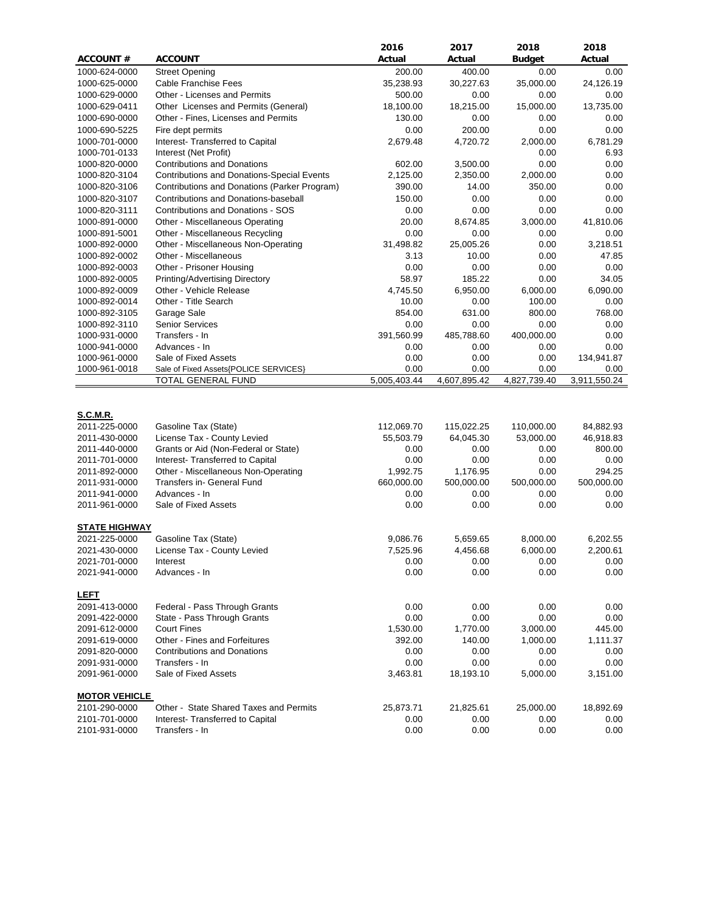| ACCOUNT # | ACCOUNT | 2016 Actual | 2017 Actual | 2018 Budget | 2018 Actual |
|---|---|---|---|---|---|
| 1000-624-0000 | Street Opening | 200.00 | 400.00 | 0.00 | 0.00 |
| 1000-625-0000 | Cable Franchise Fees | 35,238.93 | 30,227.63 | 35,000.00 | 24,126.19 |
| 1000-629-0000 | Other - Licenses and Permits | 500.00 | 0.00 | 0.00 | 0.00 |
| 1000-629-0411 | Other Licenses and Permits (General) | 18,100.00 | 18,215.00 | 15,000.00 | 13,735.00 |
| 1000-690-0000 | Other - Fines, Licenses and Permits | 130.00 | 0.00 | 0.00 | 0.00 |
| 1000-690-5225 | Fire dept permits | 0.00 | 200.00 | 0.00 | 0.00 |
| 1000-701-0000 | Interest- Transferred to Capital | 2,679.48 | 4,720.72 | 2,000.00 | 6,781.29 |
| 1000-701-0133 | Interest (Net Profit) | | | 0.00 | 6.93 |
| 1000-820-0000 | Contributions and Donations | 602.00 | 3,500.00 | 0.00 | 0.00 |
| 1000-820-3104 | Contributions and Donations-Special Events | 2,125.00 | 2,350.00 | 2,000.00 | 0.00 |
| 1000-820-3106 | Contributions and Donations (Parker Program) | 390.00 | 14.00 | 350.00 | 0.00 |
| 1000-820-3107 | Contributions and Donations-baseball | 150.00 | 0.00 | 0.00 | 0.00 |
| 1000-820-3111 | Contributions and Donations - SOS | 0.00 | 0.00 | 0.00 | 0.00 |
| 1000-891-0000 | Other - Miscellaneous Operating | 20.00 | 8,674.85 | 3,000.00 | 41,810.06 |
| 1000-891-5001 | Other - Miscellaneous Recycling | 0.00 | 0.00 | 0.00 | 0.00 |
| 1000-892-0000 | Other - Miscellaneous Non-Operating | 31,498.82 | 25,005.26 | 0.00 | 3,218.51 |
| 1000-892-0002 | Other - Miscellaneous | 3.13 | 10.00 | 0.00 | 47.85 |
| 1000-892-0003 | Other - Prisoner Housing | 0.00 | 0.00 | 0.00 | 0.00 |
| 1000-892-0005 | Printing/Advertising Directory | 58.97 | 185.22 | 0.00 | 34.05 |
| 1000-892-0009 | Other - Vehicle Release | 4,745.50 | 6,950.00 | 6,000.00 | 6,090.00 |
| 1000-892-0014 | Other - Title Search | 10.00 | 0.00 | 100.00 | 0.00 |
| 1000-892-3105 | Garage Sale | 854.00 | 631.00 | 800.00 | 768.00 |
| 1000-892-3110 | Senior Services | 0.00 | 0.00 | 0.00 | 0.00 |
| 1000-931-0000 | Transfers - In | 391,560.99 | 485,788.60 | 400,000.00 | 0.00 |
| 1000-941-0000 | Advances - In | 0.00 | 0.00 | 0.00 | 0.00 |
| 1000-961-0000 | Sale of Fixed Assets | 0.00 | 0.00 | 0.00 | 134,941.87 |
| 1000-961-0018 | Sale of Fixed Assets{POLICE SERVICES} | 0.00 | 0.00 | 0.00 | 0.00 |
| | TOTAL GENERAL FUND | 5,005,403.44 | 4,607,895.42 | 4,827,739.40 | 3,911,550.24 |

**S.C.M.R.**

| ACCOUNT # | ACCOUNT | 2016 Actual | 2017 Actual | 2018 Budget | 2018 Actual |
|---|---|---|---|---|---|
| 2011-225-0000 | Gasoline Tax (State) | 112,069.70 | 115,022.25 | 110,000.00 | 84,882.93 |
| 2011-430-0000 | License Tax - County Levied | 55,503.79 | 64,045.30 | 53,000.00 | 46,918.83 |
| 2011-440-0000 | Grants or Aid (Non-Federal or State) | 0.00 | 0.00 | 0.00 | 800.00 |
| 2011-701-0000 | Interest- Transferred to Capital | 0.00 | 0.00 | 0.00 | 0.00 |
| 2011-892-0000 | Other - Miscellaneous Non-Operating | 1,992.75 | 1,176.95 | 0.00 | 294.25 |
| 2011-931-0000 | Transfers in- General Fund | 660,000.00 | 500,000.00 | 500,000.00 | 500,000.00 |
| 2011-941-0000 | Advances - In | 0.00 | 0.00 | 0.00 | 0.00 |
| 2011-961-0000 | Sale of Fixed Assets | 0.00 | 0.00 | 0.00 | 0.00 |

**STATE HIGHWAY**

| ACCOUNT # | ACCOUNT | 2016 Actual | 2017 Actual | 2018 Budget | 2018 Actual |
|---|---|---|---|---|---|
| 2021-225-0000 | Gasoline Tax (State) | 9,086.76 | 5,659.65 | 8,000.00 | 6,202.55 |
| 2021-430-0000 | License Tax - County Levied | 7,525.96 | 4,456.68 | 6,000.00 | 2,200.61 |
| 2021-701-0000 | Interest | 0.00 | 0.00 | 0.00 | 0.00 |
| 2021-941-0000 | Advances - In | 0.00 | 0.00 | 0.00 | 0.00 |

**LEFT**

| ACCOUNT # | ACCOUNT | 2016 Actual | 2017 Actual | 2018 Budget | 2018 Actual |
|---|---|---|---|---|---|
| 2091-413-0000 | Federal - Pass Through Grants | 0.00 | 0.00 | 0.00 | 0.00 |
| 2091-422-0000 | State - Pass Through Grants | 0.00 | 0.00 | 0.00 | 0.00 |
| 2091-612-0000 | Court Fines | 1,530.00 | 1,770.00 | 3,000.00 | 445.00 |
| 2091-619-0000 | Other - Fines and Forfeitures | 392.00 | 140.00 | 1,000.00 | 1,111.37 |
| 2091-820-0000 | Contributions and Donations | 0.00 | 0.00 | 0.00 | 0.00 |
| 2091-931-0000 | Transfers - In | 0.00 | 0.00 | 0.00 | 0.00 |
| 2091-961-0000 | Sale of Fixed Assets | 3,463.81 | 18,193.10 | 5,000.00 | 3,151.00 |

**MOTOR VEHICLE**

| ACCOUNT # | ACCOUNT | 2016 Actual | 2017 Actual | 2018 Budget | 2018 Actual |
|---|---|---|---|---|---|
| 2101-290-0000 | Other - State Shared Taxes and Permits | 25,873.71 | 21,825.61 | 25,000.00 | 18,892.69 |
| 2101-701-0000 | Interest- Transferred to Capital | 0.00 | 0.00 | 0.00 | 0.00 |
| 2101-931-0000 | Transfers - In | 0.00 | 0.00 | 0.00 | 0.00 |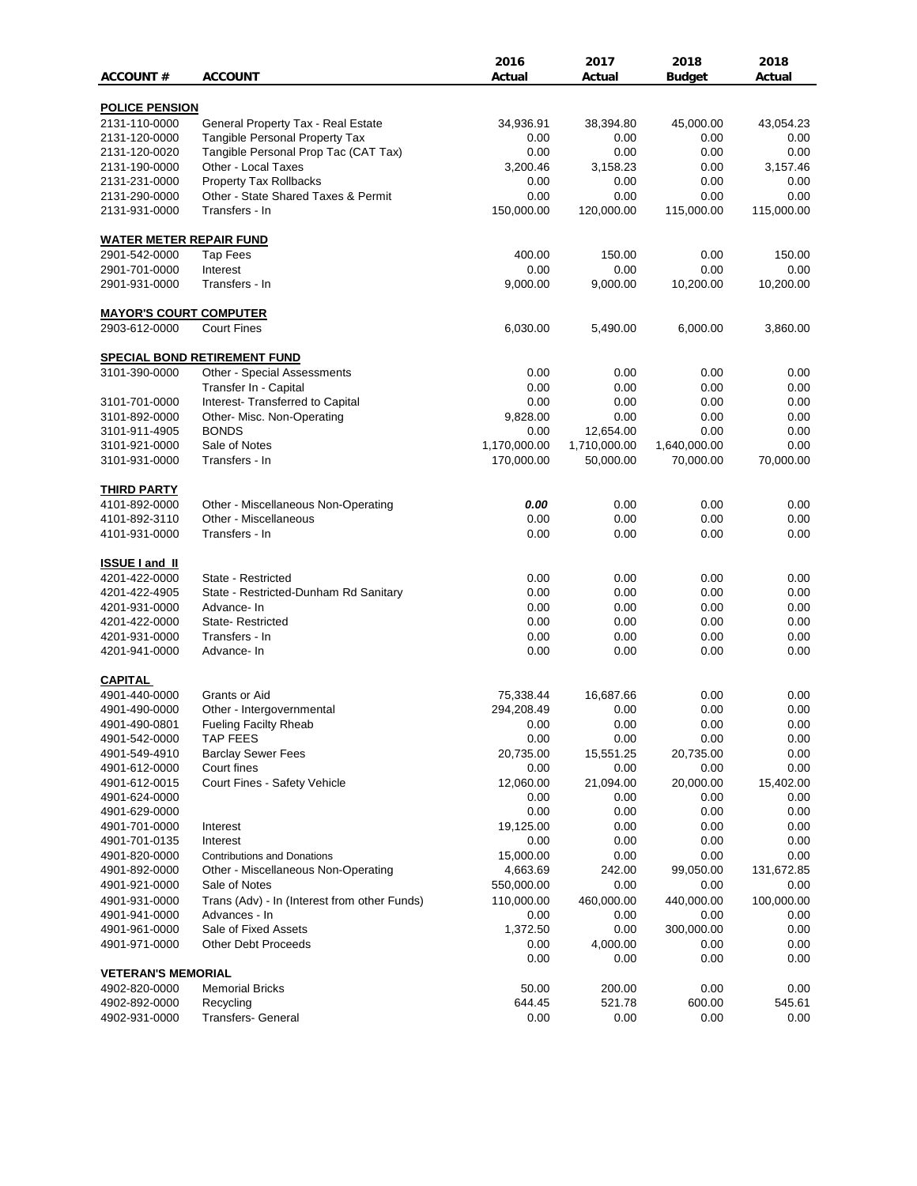| ACCOUNT # | ACCOUNT | 2016 Actual | 2017 Actual | 2018 Budget | 2018 Actual |
|---|---|---|---|---|---|
| **POLICE PENSION** | | | | | |
| 2131-110-0000 | General Property Tax - Real Estate | 34,936.91 | 38,394.80 | 45,000.00 | 43,054.23 |
| 2131-120-0000 | Tangible Personal Property Tax | 0.00 | 0.00 | 0.00 | 0.00 |
| 2131-120-0020 | Tangible Personal Prop Tac (CAT Tax) | 0.00 | 0.00 | 0.00 | 0.00 |
| 2131-190-0000 | Other - Local Taxes | 3,200.46 | 3,158.23 | 0.00 | 3,157.46 |
| 2131-231-0000 | Property Tax Rollbacks | 0.00 | 0.00 | 0.00 | 0.00 |
| 2131-290-0000 | Other - State Shared Taxes & Permit | 0.00 | 0.00 | 0.00 | 0.00 |
| 2131-931-0000 | Transfers - In | 150,000.00 | 120,000.00 | 115,000.00 | 115,000.00 |
| **WATER METER REPAIR FUND** | | | | | |
| 2901-542-0000 | Tap Fees | 400.00 | 150.00 | 0.00 | 150.00 |
| 2901-701-0000 | Interest | 0.00 | 0.00 | 0.00 | 0.00 |
| 2901-931-0000 | Transfers - In | 9,000.00 | 9,000.00 | 10,200.00 | 10,200.00 |
| **MAYOR'S COURT COMPUTER** | | | | | |
| 2903-612-0000 | Court Fines | 6,030.00 | 5,490.00 | 6,000.00 | 3,860.00 |
| **SPECIAL BOND RETIREMENT FUND** | | | | | |
| 3101-390-0000 | Other - Special Assessments | 0.00 | 0.00 | 0.00 | 0.00 |
| | Transfer In - Capital | 0.00 | 0.00 | 0.00 | 0.00 |
| 3101-701-0000 | Interest- Transferred to Capital | 0.00 | 0.00 | 0.00 | 0.00 |
| 3101-892-0000 | Other- Misc. Non-Operating | 9,828.00 | 0.00 | 0.00 | 0.00 |
| 3101-911-4905 | BONDS | 0.00 | 12,654.00 | 0.00 | 0.00 |
| 3101-921-0000 | Sale of Notes | 1,170,000.00 | 1,710,000.00 | 1,640,000.00 | 0.00 |
| 3101-931-0000 | Transfers - In | 170,000.00 | 50,000.00 | 70,000.00 | 70,000.00 |
| **THIRD PARTY** | | | | | |
| 4101-892-0000 | Other - Miscellaneous Non-Operating | ***0.00*** | 0.00 | 0.00 | 0.00 |
| 4101-892-3110 | Other - Miscellaneous | 0.00 | 0.00 | 0.00 | 0.00 |
| 4101-931-0000 | Transfers - In | 0.00 | 0.00 | 0.00 | 0.00 |
| **ISSUE I and II** | | | | | |
| 4201-422-0000 | State - Restricted | 0.00 | 0.00 | 0.00 | 0.00 |
| 4201-422-4905 | State - Restricted-Dunham Rd Sanitary | 0.00 | 0.00 | 0.00 | 0.00 |
| 4201-931-0000 | Advance- In | 0.00 | 0.00 | 0.00 | 0.00 |
| 4201-422-0000 | State- Restricted | 0.00 | 0.00 | 0.00 | 0.00 |
| 4201-931-0000 | Transfers - In | 0.00 | 0.00 | 0.00 | 0.00 |
| 4201-941-0000 | Advance- In | 0.00 | 0.00 | 0.00 | 0.00 |
| **CAPITAL** | | | | | |
| 4901-440-0000 | Grants or Aid | 75,338.44 | 16,687.66 | 0.00 | 0.00 |
| 4901-490-0000 | Other - Intergovernmental | 294,208.49 | 0.00 | 0.00 | 0.00 |
| 4901-490-0801 | Fueling Facilty Rheab | 0.00 | 0.00 | 0.00 | 0.00 |
| 4901-542-0000 | TAP FEES | 0.00 | 0.00 | 0.00 | 0.00 |
| 4901-549-4910 | Barclay Sewer Fees | 20,735.00 | 15,551.25 | 20,735.00 | 0.00 |
| 4901-612-0000 | Court fines | 0.00 | 0.00 | 0.00 | 0.00 |
| 4901-612-0015 | Court Fines - Safety Vehicle | 12,060.00 | 21,094.00 | 20,000.00 | 15,402.00 |
| 4901-624-0000 | | 0.00 | 0.00 | 0.00 | 0.00 |
| 4901-629-0000 | | 0.00 | 0.00 | 0.00 | 0.00 |
| 4901-701-0000 | Interest | 19,125.00 | 0.00 | 0.00 | 0.00 |
| 4901-701-0135 | Interest | 0.00 | 0.00 | 0.00 | 0.00 |
| 4901-820-0000 | Contributions and Donations | 15,000.00 | 0.00 | 0.00 | 0.00 |
| 4901-892-0000 | Other - Miscellaneous Non-Operating | 4,663.69 | 242.00 | 99,050.00 | 131,672.85 |
| 4901-921-0000 | Sale of Notes | 550,000.00 | 0.00 | 0.00 | 0.00 |
| 4901-931-0000 | Trans (Adv) - In (Interest from other Funds) | 110,000.00 | 460,000.00 | 440,000.00 | 100,000.00 |
| 4901-941-0000 | Advances - In | 0.00 | 0.00 | 0.00 | 0.00 |
| 4901-961-0000 | Sale of Fixed Assets | 1,372.50 | 0.00 | 300,000.00 | 0.00 |
| 4901-971-0000 | Other Debt Proceeds | 0.00 | 4,000.00 | 0.00 | 0.00 |
| | | 0.00 | 0.00 | 0.00 | 0.00 |
| **VETERAN'S MEMORIAL** | | | | | |
| 4902-820-0000 | Memorial Bricks | 50.00 | 200.00 | 0.00 | 0.00 |
| 4902-892-0000 | Recycling | 644.45 | 521.78 | 600.00 | 545.61 |
| 4902-931-0000 | Transfers- General | 0.00 | 0.00 | 0.00 | 0.00 |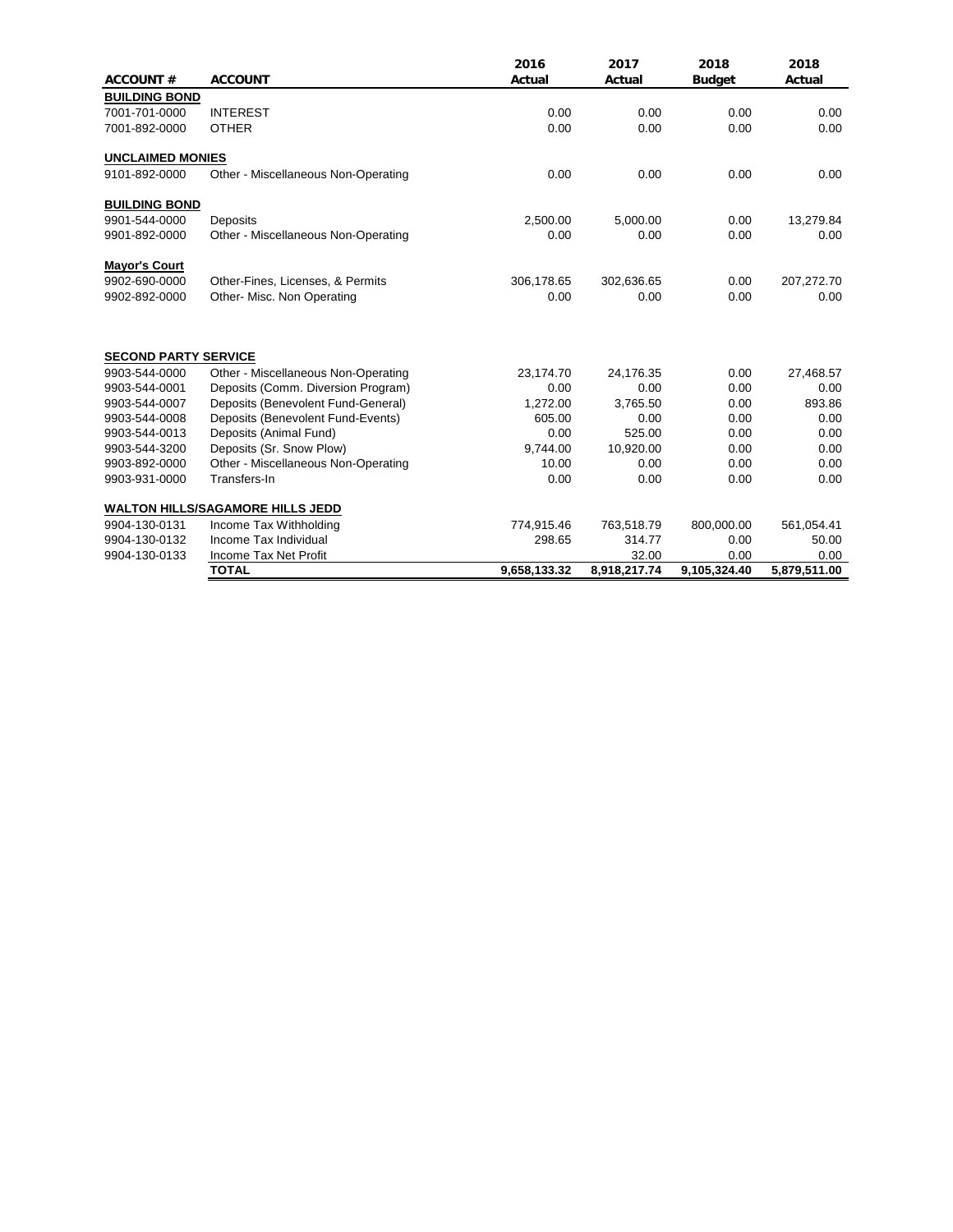| ACCOUNT # | ACCOUNT | 2016 Actual | 2017 Actual | 2018 Budget | 2018 Actual |
|---|---|---|---|---|---|
| **BUILDING BOND** | | | | | |
| 7001-701-0000 | INTEREST | 0.00 | 0.00 | 0.00 | 0.00 |
| 7001-892-0000 | OTHER | 0.00 | 0.00 | 0.00 | 0.00 |
| **UNCLAIMED MONIES** | | | | | |
| 9101-892-0000 | Other - Miscellaneous Non-Operating | 0.00 | 0.00 | 0.00 | 0.00 |
| **BUILDING BOND** | | | | | |
| 9901-544-0000 | Deposits | 2,500.00 | 5,000.00 | 0.00 | 13,279.84 |
| 9901-892-0000 | Other - Miscellaneous Non-Operating | 0.00 | 0.00 | 0.00 | 0.00 |
| **Mayor's Court** | | | | | |
| 9902-690-0000 | Other-Fines, Licenses, & Permits | 306,178.65 | 302,636.65 | 0.00 | 207,272.70 |
| 9902-892-0000 | Other- Misc. Non Operating | 0.00 | 0.00 | 0.00 | 0.00 |
| **SECOND PARTY SERVICE** | | | | | |
| 9903-544-0000 | Other - Miscellaneous Non-Operating | 23,174.70 | 24,176.35 | 0.00 | 27,468.57 |
| 9903-544-0001 | Deposits (Comm. Diversion Program) | 0.00 | 0.00 | 0.00 | 0.00 |
| 9903-544-0007 | Deposits (Benevolent Fund-General) | 1,272.00 | 3,765.50 | 0.00 | 893.86 |
| 9903-544-0008 | Deposits (Benevolent Fund-Events) | 605.00 | 0.00 | 0.00 | 0.00 |
| 9903-544-0013 | Deposits (Animal Fund) | 0.00 | 525.00 | 0.00 | 0.00 |
| 9903-544-3200 | Deposits (Sr. Snow Plow) | 9,744.00 | 10,920.00 | 0.00 | 0.00 |
| 9903-892-0000 | Other - Miscellaneous Non-Operating | 10.00 | 0.00 | 0.00 | 0.00 |
| 9903-931-0000 | Transfers-In | 0.00 | 0.00 | 0.00 | 0.00 |
| **WALTON HILLS/SAGAMORE HILLS JEDD** | | | | | |
| 9904-130-0131 | Income Tax Withholding | 774,915.46 | 763,518.79 | 800,000.00 | 561,054.41 |
| 9904-130-0132 | Income Tax Individual | 298.65 | 314.77 | 0.00 | 50.00 |
| 9904-130-0133 | Income Tax Net Profit | | 32.00 | 0.00 | 0.00 |
| | **TOTAL** | **9,658,133.32** | **8,918,217.74** | **9,105,324.40** | **5,879,511.00** |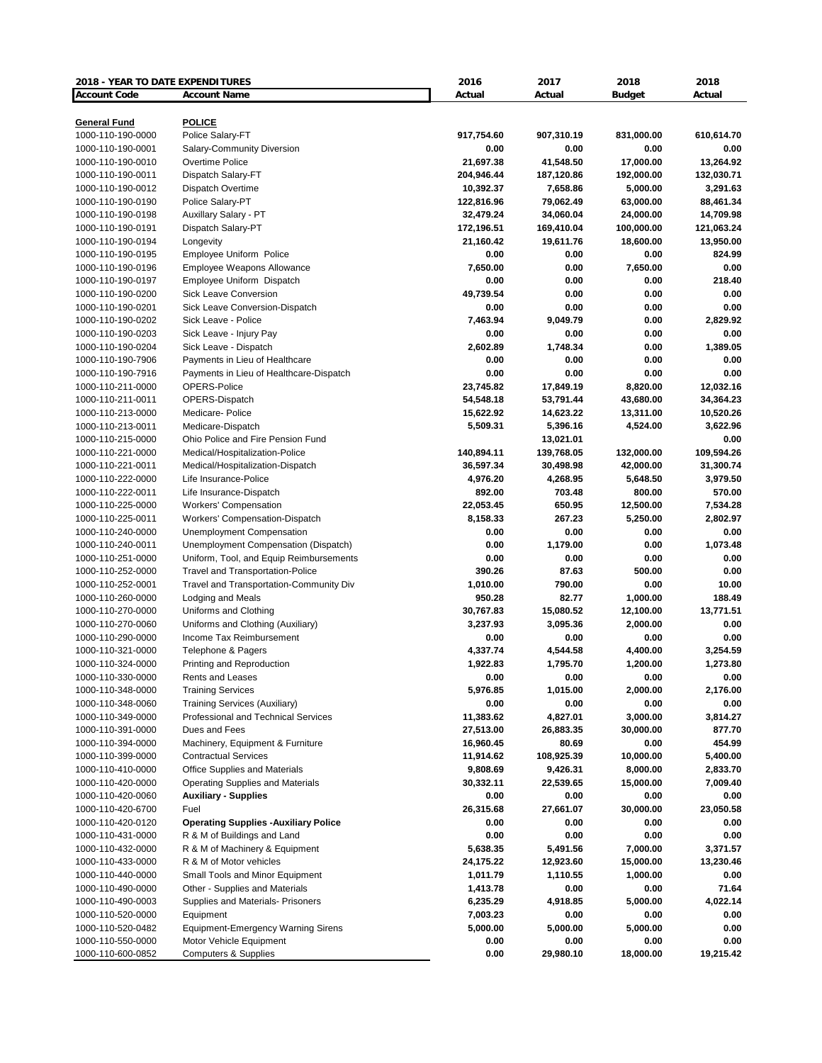| 2018 - YEAR TO DATE EXPENDITURES | | 2016 | 2017 | 2018 | 2018 |
|---|---|---|---|---|---|
| **Account Code** | **Account Name** | **Actual** | **Actual** | **Budget** | **Actual** |
| **General Fund** | **POLICE** | | | | |
| 1000-110-190-0000 | Police Salary-FT | **917,754.60** | **907,310.19** | **831,000.00** | **610,614.70** |
| 1000-110-190-0001 | Salary-Community Diversion | **0.00** | **0.00** | **0.00** | **0.00** |
| 1000-110-190-0010 | Overtime Police | **21,697.38** | **41,548.50** | **17,000.00** | **13,264.92** |
| 1000-110-190-0011 | Dispatch Salary-FT | **204,946.44** | **187,120.86** | **192,000.00** | **132,030.71** |
| 1000-110-190-0012 | Dispatch Overtime | **10,392.37** | **7,658.86** | **5,000.00** | **3,291.63** |
| 1000-110-190-0190 | Police Salary-PT | **122,816.96** | **79,062.49** | **63,000.00** | **88,461.34** |
| 1000-110-190-0198 | Auxillary Salary - PT | **32,479.24** | **34,060.04** | **24,000.00** | **14,709.98** |
| 1000-110-190-0191 | Dispatch Salary-PT | **172,196.51** | **169,410.04** | **100,000.00** | **121,063.24** |
| 1000-110-190-0194 | Longevity | **21,160.42** | **19,611.76** | **18,600.00** | **13,950.00** |
| 1000-110-190-0195 | Employee Uniform Police | **0.00** | **0.00** | **0.00** | **824.99** |
| 1000-110-190-0196 | Employee Weapons Allowance | **7,650.00** | **0.00** | **7,650.00** | **0.00** |
| 1000-110-190-0197 | Employee Uniform Dispatch | **0.00** | **0.00** | **0.00** | **218.40** |
| 1000-110-190-0200 | Sick Leave Conversion | **49,739.54** | **0.00** | **0.00** | **0.00** |
| 1000-110-190-0201 | Sick Leave Conversion-Dispatch | **0.00** | **0.00** | **0.00** | **0.00** |
| 1000-110-190-0202 | Sick Leave - Police | **7,463.94** | **9,049.79** | **0.00** | **2,829.92** |
| 1000-110-190-0203 | Sick Leave - Injury Pay | **0.00** | **0.00** | **0.00** | **0.00** |
| 1000-110-190-0204 | Sick Leave - Dispatch | **2,602.89** | **1,748.34** | **0.00** | **1,389.05** |
| 1000-110-190-7906 | Payments in Lieu of Healthcare | **0.00** | **0.00** | **0.00** | **0.00** |
| 1000-110-190-7916 | Payments in Lieu of Healthcare-Dispatch | **0.00** | **0.00** | **0.00** | **0.00** |
| 1000-110-211-0000 | OPERS-Police | **23,745.82** | **17,849.19** | **8,820.00** | **12,032.16** |
| 1000-110-211-0011 | OPERS-Dispatch | **54,548.18** | **53,791.44** | **43,680.00** | **34,364.23** |
| 1000-110-213-0000 | Medicare- Police | **15,622.92** | **14,623.22** | **13,311.00** | **10,520.26** |
| 1000-110-213-0011 | Medicare-Dispatch | **5,509.31** | **5,396.16** | **4,524.00** | **3,622.96** |
| 1000-110-215-0000 | Ohio Police and Fire Pension Fund | | **13,021.01** | | **0.00** |
| 1000-110-221-0000 | Medical/Hospitalization-Police | **140,894.11** | **139,768.05** | **132,000.00** | **109,594.26** |
| 1000-110-221-0011 | Medical/Hospitalization-Dispatch | **36,597.34** | **30,498.98** | **42,000.00** | **31,300.74** |
| 1000-110-222-0000 | Life Insurance-Police | **4,976.20** | **4,268.95** | **5,648.50** | **3,979.50** |
| 1000-110-222-0011 | Life Insurance-Dispatch | **892.00** | **703.48** | **800.00** | **570.00** |
| 1000-110-225-0000 | Workers' Compensation | **22,053.45** | **650.95** | **12,500.00** | **7,534.28** |
| 1000-110-225-0011 | Workers' Compensation-Dispatch | **8,158.33** | **267.23** | **5,250.00** | **2,802.97** |
| 1000-110-240-0000 | Unemployment Compensation | **0.00** | **0.00** | **0.00** | **0.00** |
| 1000-110-240-0011 | Unemployment Compensation (Dispatch) | **0.00** | **1,179.00** | **0.00** | **1,073.48** |
| 1000-110-251-0000 | Uniform, Tool, and Equip Reimbursements | **0.00** | **0.00** | **0.00** | **0.00** |
| 1000-110-252-0000 | Travel and Transportation-Police | **390.26** | **87.63** | **500.00** | **0.00** |
| 1000-110-252-0001 | Travel and Transportation-Community Div | **1,010.00** | **790.00** | **0.00** | **10.00** |
| 1000-110-260-0000 | Lodging and Meals | **950.28** | **82.77** | **1,000.00** | **188.49** |
| 1000-110-270-0000 | Uniforms and Clothing | **30,767.83** | **15,080.52** | **12,100.00** | **13,771.51** |
| 1000-110-270-0060 | Uniforms and Clothing (Auxiliary) | **3,237.93** | **3,095.36** | **2,000.00** | **0.00** |
| 1000-110-290-0000 | Income Tax Reimbursement | **0.00** | **0.00** | **0.00** | **0.00** |
| 1000-110-321-0000 | Telephone & Pagers | **4,337.74** | **4,544.58** | **4,400.00** | **3,254.59** |
| 1000-110-324-0000 | Printing and Reproduction | **1,922.83** | **1,795.70** | **1,200.00** | **1,273.80** |
| 1000-110-330-0000 | Rents and Leases | **0.00** | **0.00** | **0.00** | **0.00** |
| 1000-110-348-0000 | Training Services | **5,976.85** | **1,015.00** | **2,000.00** | **2,176.00** |
| 1000-110-348-0060 | Training Services (Auxiliary) | **0.00** | **0.00** | **0.00** | **0.00** |
| 1000-110-349-0000 | Professional and Technical Services | **11,383.62** | **4,827.01** | **3,000.00** | **3,814.27** |
| 1000-110-391-0000 | Dues and Fees | **27,513.00** | **26,883.35** | **30,000.00** | **877.70** |
| 1000-110-394-0000 | Machinery, Equipment & Furniture | **16,960.45** | **80.69** | **0.00** | **454.99** |
| 1000-110-399-0000 | Contractual Services | **11,914.62** | **108,925.39** | **10,000.00** | **5,400.00** |
| 1000-110-410-0000 | Office Supplies and Materials | **9,808.69** | **9,426.31** | **8,000.00** | **2,833.70** |
| 1000-110-420-0000 | Operating Supplies and Materials | **30,332.11** | **22,539.65** | **15,000.00** | **7,009.40** |
| 1000-110-420-0060 | **Auxiliary - Supplies** | **0.00** | **0.00** | **0.00** | **0.00** |
| 1000-110-420-6700 | Fuel | **26,315.68** | **27,661.07** | **30,000.00** | **23,050.58** |
| 1000-110-420-0120 | **Operating Supplies -Auxiliary Police** | **0.00** | **0.00** | **0.00** | **0.00** |
| 1000-110-431-0000 | R & M of Buildings and Land | **0.00** | **0.00** | **0.00** | **0.00** |
| 1000-110-432-0000 | R & M of Machinery & Equipment | **5,638.35** | **5,491.56** | **7,000.00** | **3,371.57** |
| 1000-110-433-0000 | R & M of Motor vehicles | **24,175.22** | **12,923.60** | **15,000.00** | **13,230.46** |
| 1000-110-440-0000 | Small Tools and Minor Equipment | **1,011.79** | **1,110.55** | **1,000.00** | **0.00** |
| 1000-110-490-0000 | Other - Supplies and Materials | **1,413.78** | **0.00** | **0.00** | **71.64** |
| 1000-110-490-0003 | Supplies and Materials- Prisoners | **6,235.29** | **4,918.85** | **5,000.00** | **4,022.14** |
| 1000-110-520-0000 | Equipment | **7,003.23** | **0.00** | **0.00** | **0.00** |
| 1000-110-520-0482 | Equipment-Emergency Warning Sirens | **5,000.00** | **5,000.00** | **5,000.00** | **0.00** |
| 1000-110-550-0000 | Motor Vehicle Equipment | **0.00** | **0.00** | **0.00** | **0.00** |
| 1000-110-600-0852 | Computers & Supplies | **0.00** | **29,980.10** | **18,000.00** | **19,215.42** |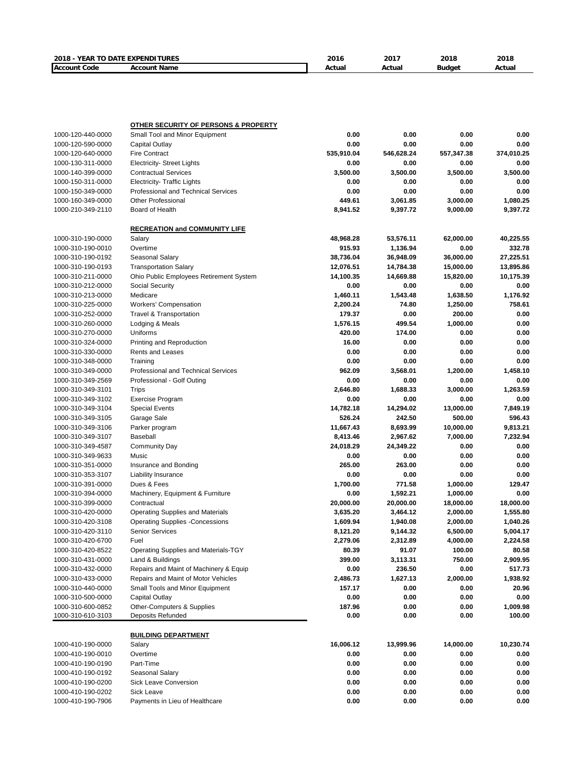**2018 - YEAR TO DATE EXPENDITURES**

| Account Code | Account Name | 2016 Actual | 2017 Actual | 2018 Budget | 2018 Actual |
|---|---|---|---|---|---|
| | **OTHER SECURITY OF PERSONS & PROPERTY** | | | | |
| 1000-120-440-0000 | Small Tool and Minor Equipment | 0.00 | 0.00 | 0.00 | 0.00 |
| 1000-120-590-0000 | Capital Outlay | 0.00 | 0.00 | 0.00 | 0.00 |
| 1000-120-640-0000 | Fire Contract | 535,910.04 | 546,628.24 | 557,347.38 | 374,010.25 |
| 1000-130-311-0000 | Electricity- Street Lights | 0.00 | 0.00 | 0.00 | 0.00 |
| 1000-140-399-0000 | Contractual Services | 3,500.00 | 3,500.00 | 3,500.00 | 3,500.00 |
| 1000-150-311-0000 | Electricity- Traffic Lights | 0.00 | 0.00 | 0.00 | 0.00 |
| 1000-150-349-0000 | Professional and Technical Services | 0.00 | 0.00 | 0.00 | 0.00 |
| 1000-160-349-0000 | Other Professional | 449.61 | 3,061.85 | 3,000.00 | 1,080.25 |
| 1000-210-349-2110 | Board of Health | 8,941.52 | 9,397.72 | 9,000.00 | 9,397.72 |
| | **RECREATION and COMMUNITY LIFE** | | | | |
| 1000-310-190-0000 | Salary | 48,968.28 | 53,576.11 | 62,000.00 | 40,225.55 |
| 1000-310-190-0010 | Overtime | 915.93 | 1,136.94 | 0.00 | 332.78 |
| 1000-310-190-0192 | Seasonal Salary | 38,736.04 | 36,948.09 | 36,000.00 | 27,225.51 |
| 1000-310-190-0193 | Transportation Salary | 12,076.51 | 14,784.38 | 15,000.00 | 13,895.86 |
| 1000-310-211-0000 | Ohio Public Employees Retirement System | 14,100.35 | 14,669.88 | 15,820.00 | 10,175.39 |
| 1000-310-212-0000 | Social Security | 0.00 | 0.00 | 0.00 | 0.00 |
| 1000-310-213-0000 | Medicare | 1,460.11 | 1,543.48 | 1,638.50 | 1,176.92 |
| 1000-310-225-0000 | Workers' Compensation | 2,200.24 | 74.80 | 1,250.00 | 758.61 |
| 1000-310-252-0000 | Travel & Transportation | 179.37 | 0.00 | 200.00 | 0.00 |
| 1000-310-260-0000 | Lodging & Meals | 1,576.15 | 499.54 | 1,000.00 | 0.00 |
| 1000-310-270-0000 | Uniforms | 420.00 | 174.00 | 0.00 | 0.00 |
| 1000-310-324-0000 | Printing and Reproduction | 16.00 | 0.00 | 0.00 | 0.00 |
| 1000-310-330-0000 | Rents and Leases | 0.00 | 0.00 | 0.00 | 0.00 |
| 1000-310-348-0000 | Training | 0.00 | 0.00 | 0.00 | 0.00 |
| 1000-310-349-0000 | Professional and Technical Services | 962.09 | 3,568.01 | 1,200.00 | 1,458.10 |
| 1000-310-349-2569 | Professional - Golf Outing | 0.00 | 0.00 | 0.00 | 0.00 |
| 1000-310-349-3101 | Trips | 2,646.80 | 1,688.33 | 3,000.00 | 1,263.59 |
| 1000-310-349-3102 | Exercise Program | 0.00 | 0.00 | 0.00 | 0.00 |
| 1000-310-349-3104 | Special Events | 14,782.18 | 14,294.02 | 13,000.00 | 7,849.19 |
| 1000-310-349-3105 | Garage Sale | 526.24 | 242.50 | 500.00 | 596.43 |
| 1000-310-349-3106 | Parker program | 11,667.43 | 8,693.99 | 10,000.00 | 9,813.21 |
| 1000-310-349-3107 | Baseball | 8,413.46 | 2,967.62 | 7,000.00 | 7,232.94 |
| 1000-310-349-4587 | Community Day | 24,018.29 | 24,349.22 | 0.00 | 0.00 |
| 1000-310-349-9633 | Music | 0.00 | 0.00 | 0.00 | 0.00 |
| 1000-310-351-0000 | Insurance and Bonding | 265.00 | 263.00 | 0.00 | 0.00 |
| 1000-310-353-3107 | Liability Insurance | 0.00 | 0.00 | 0.00 | 0.00 |
| 1000-310-391-0000 | Dues & Fees | 1,700.00 | 771.58 | 1,000.00 | 129.47 |
| 1000-310-394-0000 | Machinery, Equipment & Furniture | 0.00 | 1,592.21 | 1,000.00 | 0.00 |
| 1000-310-399-0000 | Contractual | 20,000.00 | 20,000.00 | 18,000.00 | 18,000.00 |
| 1000-310-420-0000 | Operating Supplies and Materials | 3,635.20 | 3,464.12 | 2,000.00 | 1,555.80 |
| 1000-310-420-3108 | Operating Supplies -Concessions | 1,609.94 | 1,940.08 | 2,000.00 | 1,040.26 |
| 1000-310-420-3110 | Senior Services | 8,121.20 | 9,144.32 | 6,500.00 | 5,004.17 |
| 1000-310-420-6700 | Fuel | 2,279.06 | 2,312.89 | 4,000.00 | 2,224.58 |
| 1000-310-420-8522 | Operating Supplies and Materials-TGY | 80.39 | 91.07 | 100.00 | 80.58 |
| 1000-310-431-0000 | Land & Buildings | 399.00 | 3,113.31 | 750.00 | 2,909.95 |
| 1000-310-432-0000 | Repairs and Maint of Machinery & Equip | 0.00 | 236.50 | 0.00 | 517.73 |
| 1000-310-433-0000 | Repairs and Maint of Motor Vehicles | 2,486.73 | 1,627.13 | 2,000.00 | 1,938.92 |
| 1000-310-440-0000 | Small Tools and Minor Equipment | 157.17 | 0.00 | 0.00 | 20.96 |
| 1000-310-500-0000 | Capital Outlay | 0.00 | 0.00 | 0.00 | 0.00 |
| 1000-310-600-0852 | Other-Computers & Supplies | 187.96 | 0.00 | 0.00 | 1,009.98 |
| 1000-310-610-3103 | Deposits Refunded | 0.00 | 0.00 | 0.00 | 100.00 |
| | **BUILDING DEPARTMENT** | | | | |
| 1000-410-190-0000 | Salary | 16,006.12 | 13,999.96 | 14,000.00 | 10,230.74 |
| 1000-410-190-0010 | Overtime | 0.00 | 0.00 | 0.00 | 0.00 |
| 1000-410-190-0190 | Part-Time | 0.00 | 0.00 | 0.00 | 0.00 |
| 1000-410-190-0192 | Seasonal Salary | 0.00 | 0.00 | 0.00 | 0.00 |
| 1000-410-190-0200 | Sick Leave Conversion | 0.00 | 0.00 | 0.00 | 0.00 |
| 1000-410-190-0202 | Sick Leave | 0.00 | 0.00 | 0.00 | 0.00 |
| 1000-410-190-7906 | Payments in Lieu of Healthcare | 0.00 | 0.00 | 0.00 | 0.00 |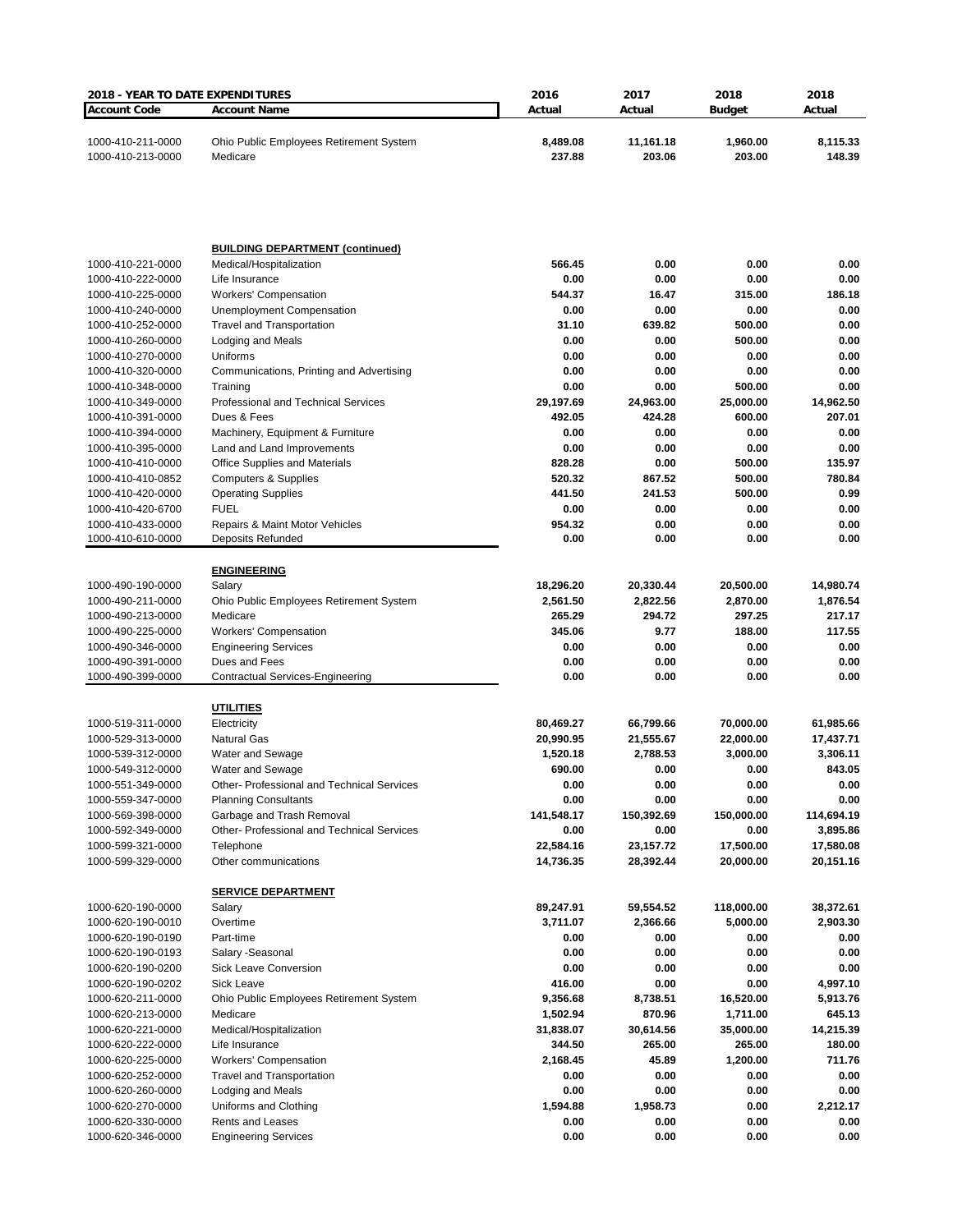| 2018 - YEAR TO DATE EXPENDITURES | | 2016 | 2017 | 2018 | 2018 |
|---|---|---|---|---|---|
| **Account Code** | **Account Name** | **Actual** | **Actual** | **Budget** | **Actual** |
| 1000-410-211-0000 | Ohio Public Employees Retirement System | **8,489.08** | **11,161.18** | **1,960.00** | **8,115.33** |
| 1000-410-213-0000 | Medicare | **237.88** | **203.06** | **203.00** | **148.39** |
| | **BUILDING DEPARTMENT (continued)** | | | | |
| 1000-410-221-0000 | Medical/Hospitalization | **566.45** | **0.00** | **0.00** | **0.00** |
| 1000-410-222-0000 | Life Insurance | **0.00** | **0.00** | **0.00** | **0.00** |
| 1000-410-225-0000 | Workers' Compensation | **544.37** | **16.47** | **315.00** | **186.18** |
| 1000-410-240-0000 | Unemployment Compensation | **0.00** | **0.00** | **0.00** | **0.00** |
| 1000-410-252-0000 | Travel and Transportation | **31.10** | **639.82** | **500.00** | **0.00** |
| 1000-410-260-0000 | Lodging and Meals | **0.00** | **0.00** | **500.00** | **0.00** |
| 1000-410-270-0000 | Uniforms | **0.00** | **0.00** | **0.00** | **0.00** |
| 1000-410-320-0000 | Communications, Printing and Advertising | **0.00** | **0.00** | **0.00** | **0.00** |
| 1000-410-348-0000 | Training | **0.00** | **0.00** | **500.00** | **0.00** |
| 1000-410-349-0000 | Professional and Technical Services | **29,197.69** | **24,963.00** | **25,000.00** | **14,962.50** |
| 1000-410-391-0000 | Dues & Fees | **492.05** | **424.28** | **600.00** | **207.01** |
| 1000-410-394-0000 | Machinery, Equipment & Furniture | **0.00** | **0.00** | **0.00** | **0.00** |
| 1000-410-395-0000 | Land and Land Improvements | **0.00** | **0.00** | **0.00** | **0.00** |
| 1000-410-410-0000 | Office Supplies and Materials | **828.28** | **0.00** | **500.00** | **135.97** |
| 1000-410-410-0852 | Computers & Supplies | **520.32** | **867.52** | **500.00** | **780.84** |
| 1000-410-420-0000 | Operating Supplies | **441.50** | **241.53** | **500.00** | **0.99** |
| 1000-410-420-6700 | FUEL | **0.00** | **0.00** | **0.00** | **0.00** |
| 1000-410-433-0000 | Repairs & Maint Motor Vehicles | **954.32** | **0.00** | **0.00** | **0.00** |
| 1000-410-610-0000 | Deposits Refunded | **0.00** | **0.00** | **0.00** | **0.00** |
| | **ENGINEERING** | | | | |
| 1000-490-190-0000 | Salary | **18,296.20** | **20,330.44** | **20,500.00** | **14,980.74** |
| 1000-490-211-0000 | Ohio Public Employees Retirement System | **2,561.50** | **2,822.56** | **2,870.00** | **1,876.54** |
| 1000-490-213-0000 | Medicare | **265.29** | **294.72** | **297.25** | **217.17** |
| 1000-490-225-0000 | Workers' Compensation | **345.06** | **9.77** | **188.00** | **117.55** |
| 1000-490-346-0000 | Engineering Services | **0.00** | **0.00** | **0.00** | **0.00** |
| 1000-490-391-0000 | Dues and Fees | **0.00** | **0.00** | **0.00** | **0.00** |
| 1000-490-399-0000 | Contractual Services-Engineering | **0.00** | **0.00** | **0.00** | **0.00** |
| | **UTILITIES** | | | | |
| 1000-519-311-0000 | Electricity | **80,469.27** | **66,799.66** | **70,000.00** | **61,985.66** |
| 1000-529-313-0000 | Natural Gas | **20,990.95** | **21,555.67** | **22,000.00** | **17,437.71** |
| 1000-539-312-0000 | Water and Sewage | **1,520.18** | **2,788.53** | **3,000.00** | **3,306.11** |
| 1000-549-312-0000 | Water and Sewage | **690.00** | **0.00** | **0.00** | **843.05** |
| 1000-551-349-0000 | Other- Professional and Technical Services | **0.00** | **0.00** | **0.00** | **0.00** |
| 1000-559-347-0000 | Planning Consultants | **0.00** | **0.00** | **0.00** | **0.00** |
| 1000-569-398-0000 | Garbage and Trash Removal | **141,548.17** | **150,392.69** | **150,000.00** | **114,694.19** |
| 1000-592-349-0000 | Other- Professional and Technical Services | **0.00** | **0.00** | **0.00** | **3,895.86** |
| 1000-599-321-0000 | Telephone | **22,584.16** | **23,157.72** | **17,500.00** | **17,580.08** |
| 1000-599-329-0000 | Other communications | **14,736.35** | **28,392.44** | **20,000.00** | **20,151.16** |
| | **SERVICE DEPARTMENT** | | | | |
| 1000-620-190-0000 | Salary | **89,247.91** | **59,554.52** | **118,000.00** | **38,372.61** |
| 1000-620-190-0010 | Overtime | **3,711.07** | **2,366.66** | **5,000.00** | **2,903.30** |
| 1000-620-190-0190 | Part-time | **0.00** | **0.00** | **0.00** | **0.00** |
| 1000-620-190-0193 | Salary -Seasonal | **0.00** | **0.00** | **0.00** | **0.00** |
| 1000-620-190-0200 | Sick Leave Conversion | **0.00** | **0.00** | **0.00** | **0.00** |
| 1000-620-190-0202 | Sick Leave | **416.00** | **0.00** | **0.00** | **4,997.10** |
| 1000-620-211-0000 | Ohio Public Employees Retirement System | **9,356.68** | **8,738.51** | **16,520.00** | **5,913.76** |
| 1000-620-213-0000 | Medicare | **1,502.94** | **870.96** | **1,711.00** | **645.13** |
| 1000-620-221-0000 | Medical/Hospitalization | **31,838.07** | **30,614.56** | **35,000.00** | **14,215.39** |
| 1000-620-222-0000 | Life Insurance | **344.50** | **265.00** | **265.00** | **180.00** |
| 1000-620-225-0000 | Workers' Compensation | **2,168.45** | **45.89** | **1,200.00** | **711.76** |
| 1000-620-252-0000 | Travel and Transportation | **0.00** | **0.00** | **0.00** | **0.00** |
| 1000-620-260-0000 | Lodging and Meals | **0.00** | **0.00** | **0.00** | **0.00** |
| 1000-620-270-0000 | Uniforms and Clothing | **1,594.88** | **1,958.73** | **0.00** | **2,212.17** |
| 1000-620-330-0000 | Rents and Leases | **0.00** | **0.00** | **0.00** | **0.00** |
| 1000-620-346-0000 | Engineering Services | **0.00** | **0.00** | **0.00** | **0.00** |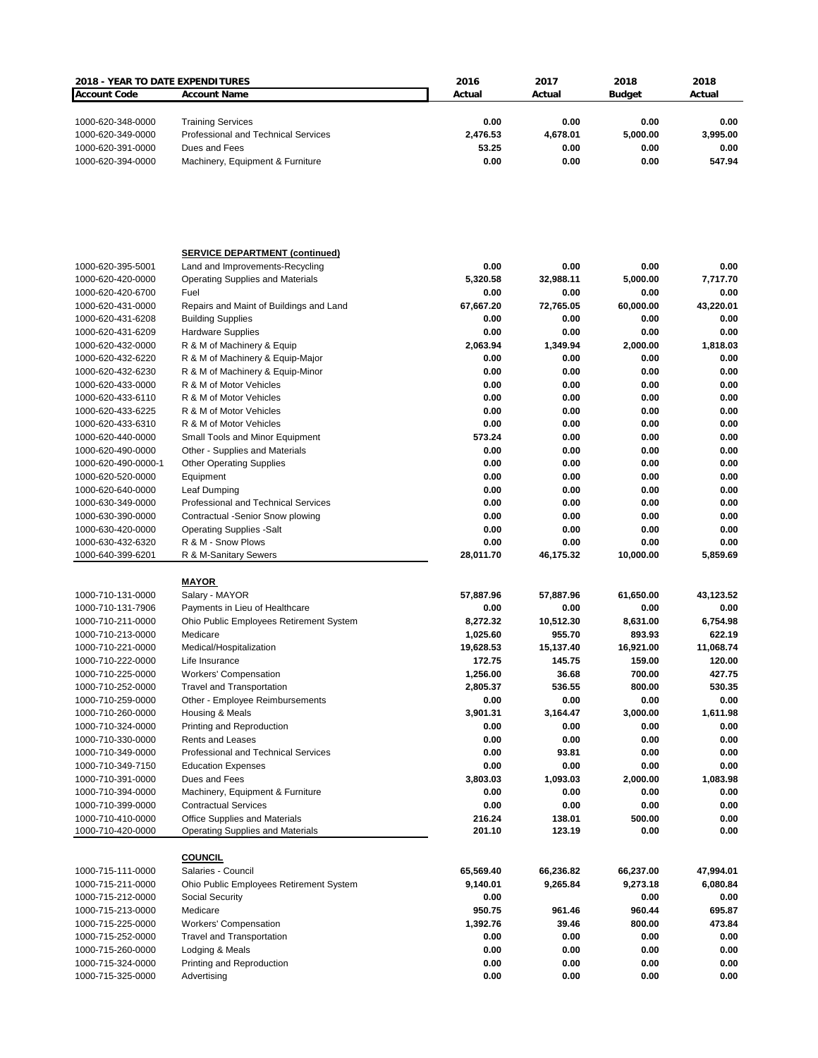| 2018 - YEAR TO DATE EXPENDITURES | | 2016 | 2017 | 2018 | 2018 |
|---|---|---|---|---|---|
| **Account Code** | **Account Name** | **Actual** | **Actual** | **Budget** | **Actual** |
| 1000-620-348-0000 | Training Services | 0.00 | 0.00 | 0.00 | 0.00 |
| 1000-620-349-0000 | Professional and Technical Services | 2,476.53 | 4,678.01 | 5,000.00 | 3,995.00 |
| 1000-620-391-0000 | Dues and Fees | 53.25 | 0.00 | 0.00 | 0.00 |
| 1000-620-394-0000 | Machinery, Equipment & Furniture | 0.00 | 0.00 | 0.00 | 547.94 |
| | **SERVICE DEPARTMENT (continued)** | | | | |
| 1000-620-395-5001 | Land and Improvements-Recycling | 0.00 | 0.00 | 0.00 | 0.00 |
| 1000-620-420-0000 | Operating Supplies and Materials | 5,320.58 | 32,988.11 | 5,000.00 | 7,717.70 |
| 1000-620-420-6700 | Fuel | 0.00 | 0.00 | 0.00 | 0.00 |
| 1000-620-431-0000 | Repairs and Maint of Buildings and Land | 67,667.20 | 72,765.05 | 60,000.00 | 43,220.01 |
| 1000-620-431-6208 | Building Supplies | 0.00 | 0.00 | 0.00 | 0.00 |
| 1000-620-431-6209 | Hardware Supplies | 0.00 | 0.00 | 0.00 | 0.00 |
| 1000-620-432-0000 | R & M of Machinery & Equip | 2,063.94 | 1,349.94 | 2,000.00 | 1,818.03 |
| 1000-620-432-6220 | R & M of Machinery & Equip-Major | 0.00 | 0.00 | 0.00 | 0.00 |
| 1000-620-432-6230 | R & M of Machinery & Equip-Minor | 0.00 | 0.00 | 0.00 | 0.00 |
| 1000-620-433-0000 | R & M of Motor Vehicles | 0.00 | 0.00 | 0.00 | 0.00 |
| 1000-620-433-6110 | R & M of Motor Vehicles | 0.00 | 0.00 | 0.00 | 0.00 |
| 1000-620-433-6225 | R & M of Motor Vehicles | 0.00 | 0.00 | 0.00 | 0.00 |
| 1000-620-433-6310 | R & M of Motor Vehicles | 0.00 | 0.00 | 0.00 | 0.00 |
| 1000-620-440-0000 | Small Tools and Minor Equipment | 573.24 | 0.00 | 0.00 | 0.00 |
| 1000-620-490-0000 | Other - Supplies and Materials | 0.00 | 0.00 | 0.00 | 0.00 |
| 1000-620-490-0000-1 | Other Operating Supplies | 0.00 | 0.00 | 0.00 | 0.00 |
| 1000-620-520-0000 | Equipment | 0.00 | 0.00 | 0.00 | 0.00 |
| 1000-620-640-0000 | Leaf Dumping | 0.00 | 0.00 | 0.00 | 0.00 |
| 1000-630-349-0000 | Professional and Technical Services | 0.00 | 0.00 | 0.00 | 0.00 |
| 1000-630-390-0000 | Contractual -Senior Snow plowing | 0.00 | 0.00 | 0.00 | 0.00 |
| 1000-630-420-0000 | Operating Supplies -Salt | 0.00 | 0.00 | 0.00 | 0.00 |
| 1000-630-432-6320 | R & M - Snow Plows | 0.00 | 0.00 | 0.00 | 0.00 |
| 1000-640-399-6201 | R & M-Sanitary Sewers | 28,011.70 | 46,175.32 | 10,000.00 | 5,859.69 |
| | **MAYOR** | | | | |
| 1000-710-131-0000 | Salary - MAYOR | 57,887.96 | 57,887.96 | 61,650.00 | 43,123.52 |
| 1000-710-131-7906 | Payments in Lieu of Healthcare | 0.00 | 0.00 | 0.00 | 0.00 |
| 1000-710-211-0000 | Ohio Public Employees Retirement System | 8,272.32 | 10,512.30 | 8,631.00 | 6,754.98 |
| 1000-710-213-0000 | Medicare | 1,025.60 | 955.70 | 893.93 | 622.19 |
| 1000-710-221-0000 | Medical/Hospitalization | 19,628.53 | 15,137.40 | 16,921.00 | 11,068.74 |
| 1000-710-222-0000 | Life Insurance | 172.75 | 145.75 | 159.00 | 120.00 |
| 1000-710-225-0000 | Workers' Compensation | 1,256.00 | 36.68 | 700.00 | 427.75 |
| 1000-710-252-0000 | Travel and Transportation | 2,805.37 | 536.55 | 800.00 | 530.35 |
| 1000-710-259-0000 | Other - Employee Reimbursements | 0.00 | 0.00 | 0.00 | 0.00 |
| 1000-710-260-0000 | Housing & Meals | 3,901.31 | 3,164.47 | 3,000.00 | 1,611.98 |
| 1000-710-324-0000 | Printing and Reproduction | 0.00 | 0.00 | 0.00 | 0.00 |
| 1000-710-330-0000 | Rents and Leases | 0.00 | 0.00 | 0.00 | 0.00 |
| 1000-710-349-0000 | Professional and Technical Services | 0.00 | 93.81 | 0.00 | 0.00 |
| 1000-710-349-7150 | Education Expenses | 0.00 | 0.00 | 0.00 | 0.00 |
| 1000-710-391-0000 | Dues and Fees | 3,803.03 | 1,093.03 | 2,000.00 | 1,083.98 |
| 1000-710-394-0000 | Machinery, Equipment & Furniture | 0.00 | 0.00 | 0.00 | 0.00 |
| 1000-710-399-0000 | Contractual Services | 0.00 | 0.00 | 0.00 | 0.00 |
| 1000-710-410-0000 | Office Supplies and Materials | 216.24 | 138.01 | 500.00 | 0.00 |
| 1000-710-420-0000 | Operating Supplies and Materials | 201.10 | 123.19 | 0.00 | 0.00 |
| | **COUNCIL** | | | | |
| 1000-715-111-0000 | Salaries - Council | 65,569.40 | 66,236.82 | 66,237.00 | 47,994.01 |
| 1000-715-211-0000 | Ohio Public Employees Retirement System | 9,140.01 | 9,265.84 | 9,273.18 | 6,080.84 |
| 1000-715-212-0000 | Social Security | 0.00 | | 0.00 | 0.00 |
| 1000-715-213-0000 | Medicare | 950.75 | 961.46 | 960.44 | 695.87 |
| 1000-715-225-0000 | Workers' Compensation | 1,392.76 | 39.46 | 800.00 | 473.84 |
| 1000-715-252-0000 | Travel and Transportation | 0.00 | 0.00 | 0.00 | 0.00 |
| 1000-715-260-0000 | Lodging & Meals | 0.00 | 0.00 | 0.00 | 0.00 |
| 1000-715-324-0000 | Printing and Reproduction | 0.00 | 0.00 | 0.00 | 0.00 |
| 1000-715-325-0000 | Advertising | 0.00 | 0.00 | 0.00 | 0.00 |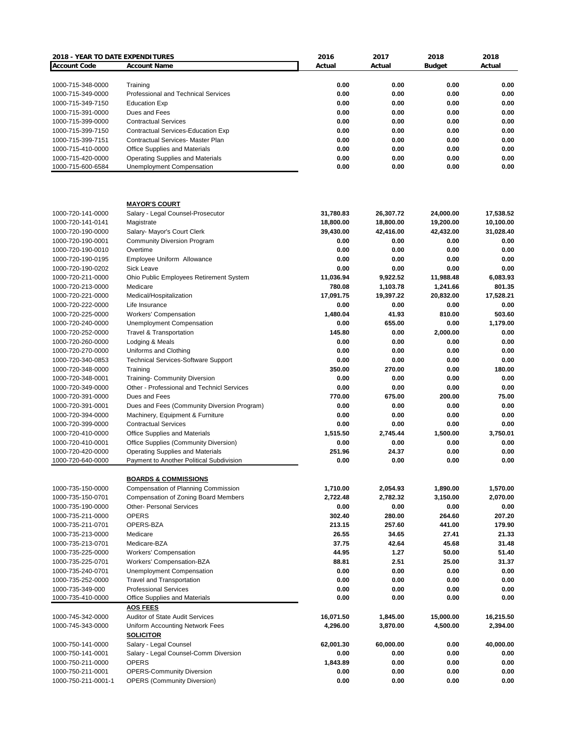| 2018 - YEAR TO DATE EXPENDITURES | | 2016 | 2017 | 2018 | 2018 |
|---|---|---|---|---|---|
| **Account Code** | **Account Name** | **Actual** | **Actual** | **Budget** | **Actual** |
| 1000-715-348-0000 | Training | 0.00 | 0.00 | 0.00 | 0.00 |
| 1000-715-349-0000 | Professional and Technical Services | 0.00 | 0.00 | 0.00 | 0.00 |
| 1000-715-349-7150 | Education Exp | 0.00 | 0.00 | 0.00 | 0.00 |
| 1000-715-391-0000 | Dues and Fees | 0.00 | 0.00 | 0.00 | 0.00 |
| 1000-715-399-0000 | Contractual Services | 0.00 | 0.00 | 0.00 | 0.00 |
| 1000-715-399-7150 | Contractual Services-Education Exp | 0.00 | 0.00 | 0.00 | 0.00 |
| 1000-715-399-7151 | Contractual Services- Master Plan | 0.00 | 0.00 | 0.00 | 0.00 |
| 1000-715-410-0000 | Office Supplies and Materials | 0.00 | 0.00 | 0.00 | 0.00 |
| 1000-715-420-0000 | Operating Supplies and Materials | 0.00 | 0.00 | 0.00 | 0.00 |
| 1000-715-600-6584 | Unemployment Compensation | 0.00 | 0.00 | 0.00 | 0.00 |
| | **MAYOR'S COURT** | | | | |
| 1000-720-141-0000 | Salary - Legal Counsel-Prosecutor | 31,780.83 | 26,307.72 | 24,000.00 | 17,538.52 |
| 1000-720-141-0141 | Magistrate | 18,800.00 | 18,800.00 | 19,200.00 | 10,100.00 |
| 1000-720-190-0000 | Salary- Mayor's Court Clerk | 39,430.00 | 42,416.00 | 42,432.00 | 31,028.40 |
| 1000-720-190-0001 | Community Diversion Program | 0.00 | 0.00 | 0.00 | 0.00 |
| 1000-720-190-0010 | Overtime | 0.00 | 0.00 | 0.00 | 0.00 |
| 1000-720-190-0195 | Employee Uniform Allowance | 0.00 | 0.00 | 0.00 | 0.00 |
| 1000-720-190-0202 | Sick Leave | 0.00 | 0.00 | 0.00 | 0.00 |
| 1000-720-211-0000 | Ohio Public Employees Retirement System | 11,036.94 | 9,922.52 | 11,988.48 | 6,083.93 |
| 1000-720-213-0000 | Medicare | 780.08 | 1,103.78 | 1,241.66 | 801.35 |
| 1000-720-221-0000 | Medical/Hospitalization | 17,091.75 | 19,397.22 | 20,832.00 | 17,528.21 |
| 1000-720-222-0000 | Life Insurance | 0.00 | 0.00 | 0.00 | 0.00 |
| 1000-720-225-0000 | Workers' Compensation | 1,480.04 | 41.93 | 810.00 | 503.60 |
| 1000-720-240-0000 | Unemployment Compensation | 0.00 | 655.00 | 0.00 | 1,179.00 |
| 1000-720-252-0000 | Travel & Transportation | 145.80 | 0.00 | 2,000.00 | 0.00 |
| 1000-720-260-0000 | Lodging & Meals | 0.00 | 0.00 | 0.00 | 0.00 |
| 1000-720-270-0000 | Uniforms and Clothing | 0.00 | 0.00 | 0.00 | 0.00 |
| 1000-720-340-0853 | Technical Services-Software Support | 0.00 | 0.00 | 0.00 | 0.00 |
| 1000-720-348-0000 | Training | 350.00 | 270.00 | 0.00 | 180.00 |
| 1000-720-348-0001 | Training- Community Diversion | 0.00 | 0.00 | 0.00 | 0.00 |
| 1000-720-349-0000 | Other - Professional and Technicl Services | 0.00 | 0.00 | 0.00 | 0.00 |
| 1000-720-391-0000 | Dues and Fees | 770.00 | 675.00 | 200.00 | 75.00 |
| 1000-720-391-0001 | Dues and Fees (Community Diversion Program) | 0.00 | 0.00 | 0.00 | 0.00 |
| 1000-720-394-0000 | Machinery, Equipment & Furniture | 0.00 | 0.00 | 0.00 | 0.00 |
| 1000-720-399-0000 | Contractual Services | 0.00 | 0.00 | 0.00 | 0.00 |
| 1000-720-410-0000 | Office Supplies and Materials | 1,515.50 | 2,745.44 | 1,500.00 | 3,750.01 |
| 1000-720-410-0001 | Office Supplies (Community Diversion) | 0.00 | 0.00 | 0.00 | 0.00 |
| 1000-720-420-0000 | Operating Supplies and Materials | 251.96 | 24.37 | 0.00 | 0.00 |
| 1000-720-640-0000 | Payment to Another Political Subdivision | 0.00 | 0.00 | 0.00 | 0.00 |
| | **BOARDS & COMMISSIONS** | | | | |
| 1000-735-150-0000 | Compensation of Planning Commission | 1,710.00 | 2,054.93 | 1,890.00 | 1,570.00 |
| 1000-735-150-0701 | Compensation of Zoning Board Members | 2,722.48 | 2,782.32 | 3,150.00 | 2,070.00 |
| 1000-735-190-0000 | Other- Personal Services | 0.00 | 0.00 | 0.00 | 0.00 |
| 1000-735-211-0000 | OPERS | 302.40 | 280.00 | 264.60 | 207.20 |
| 1000-735-211-0701 | OPERS-BZA | 213.15 | 257.60 | 441.00 | 179.90 |
| 1000-735-213-0000 | Medicare | 26.55 | 34.65 | 27.41 | 21.33 |
| 1000-735-213-0701 | Medicare-BZA | 37.75 | 42.64 | 45.68 | 31.48 |
| 1000-735-225-0000 | Workers' Compensation | 44.95 | 1.27 | 50.00 | 51.40 |
| 1000-735-225-0701 | Workers' Compensation-BZA | 88.81 | 2.51 | 25.00 | 31.37 |
| 1000-735-240-0701 | Unemployment Compensation | 0.00 | 0.00 | 0.00 | 0.00 |
| 1000-735-252-0000 | Travel and Transportation | 0.00 | 0.00 | 0.00 | 0.00 |
| 1000-735-349-000 | Professional Services | 0.00 | 0.00 | 0.00 | 0.00 |
| 1000-735-410-0000 | Office Supplies and Materials | 0.00 | 0.00 | 0.00 | 0.00 |
| | **AOS FEES** | | | | |
| 1000-745-342-0000 | Auditor of State Audit Services | 16,071.50 | 1,845.00 | 15,000.00 | 16,215.50 |
| 1000-745-343-0000 | Uniform Accounting Network Fees | 4,296.00 | 3,870.00 | 4,500.00 | 2,394.00 |
| | **SOLICITOR** | | | | |
| 1000-750-141-0000 | Salary - Legal Counsel | 62,001.30 | 60,000.00 | 0.00 | 40,000.00 |
| 1000-750-141-0001 | Salary - Legal Counsel-Comm Diversion | 0.00 | 0.00 | 0.00 | 0.00 |
| 1000-750-211-0000 | OPERS | 1,843.89 | 0.00 | 0.00 | 0.00 |
| 1000-750-211-0001 | OPERS-Community Diversion | 0.00 | 0.00 | 0.00 | 0.00 |
| 1000-750-211-0001-1 | OPERS (Community Diversion) | 0.00 | 0.00 | 0.00 | 0.00 |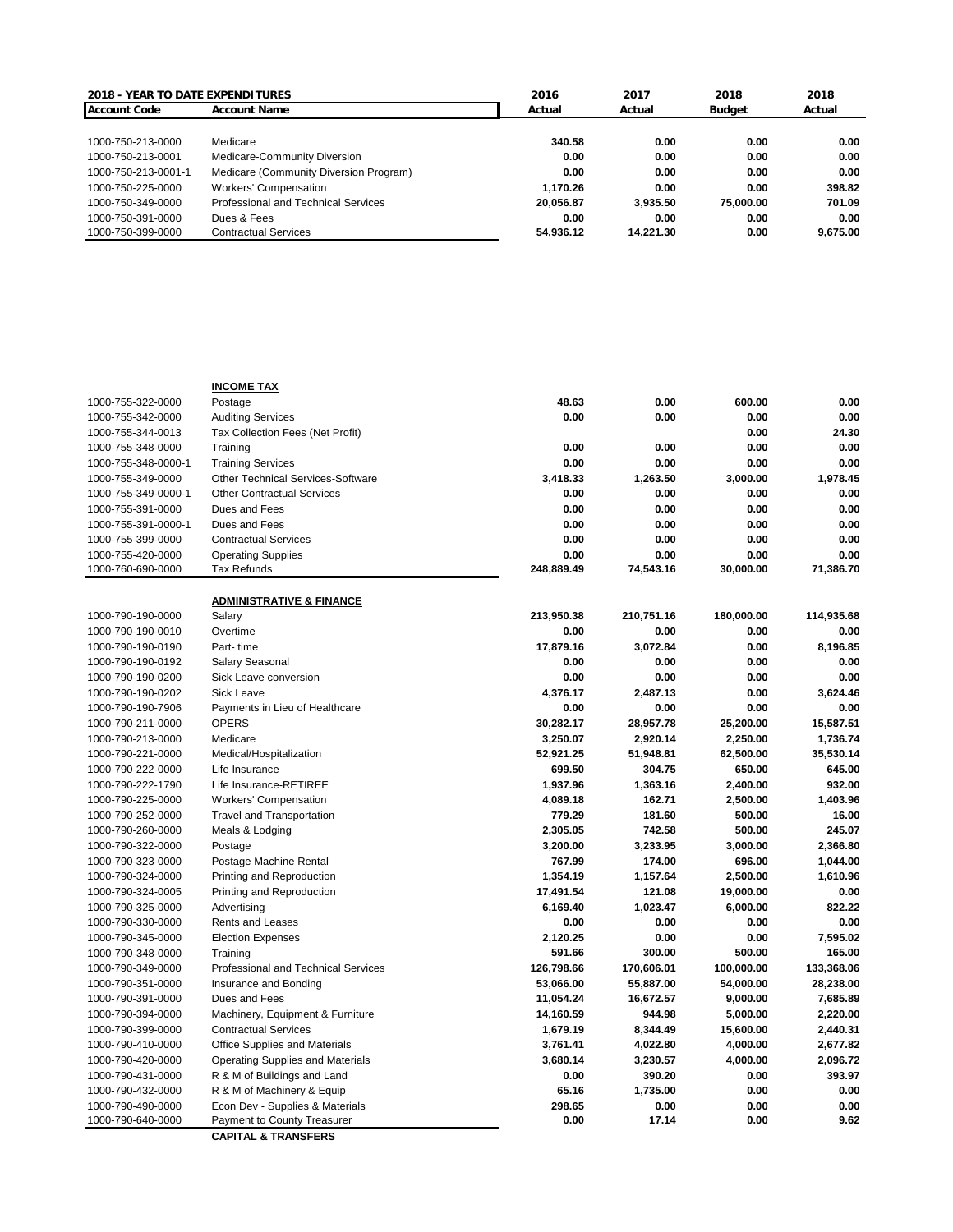| 2018 - YEAR TO DATE EXPENDITURES | | 2016 | 2017 | 2018 | 2018 |
|---|---|---|---|---|---|
| **Account Code** | **Account Name** | **Actual** | **Actual** | **Budget** | **Actual** |
| 1000-750-213-0000 | Medicare | 340.58 | 0.00 | 0.00 | 0.00 |
| 1000-750-213-0001 | Medicare-Community Diversion | 0.00 | 0.00 | 0.00 | 0.00 |
| 1000-750-213-0001-1 | Medicare (Community Diversion Program) | 0.00 | 0.00 | 0.00 | 0.00 |
| 1000-750-225-0000 | Workers' Compensation | 1,170.26 | 0.00 | 0.00 | 398.82 |
| 1000-750-349-0000 | Professional and Technical Services | 20,056.87 | 3,935.50 | 75,000.00 | 701.09 |
| 1000-750-391-0000 | Dues & Fees | 0.00 | 0.00 | 0.00 | 0.00 |
| 1000-750-399-0000 | Contractual Services | 54,936.12 | 14,221.30 | 0.00 | 9,675.00 |

| | **INCOME TAX** | | | | |
|---|---|---|---|---|---|
| 1000-755-322-0000 | Postage | 48.63 | 0.00 | 600.00 | 0.00 |
| 1000-755-342-0000 | Auditing Services | 0.00 | 0.00 | 0.00 | 0.00 |
| 1000-755-344-0013 | Tax Collection Fees (Net Profit) | | | 0.00 | 24.30 |
| 1000-755-348-0000 | Training | 0.00 | 0.00 | 0.00 | 0.00 |
| 1000-755-348-0000-1 | Training Services | 0.00 | 0.00 | 0.00 | 0.00 |
| 1000-755-349-0000 | Other Technical Services-Software | 3,418.33 | 1,263.50 | 3,000.00 | 1,978.45 |
| 1000-755-349-0000-1 | Other Contractual Services | 0.00 | 0.00 | 0.00 | 0.00 |
| 1000-755-391-0000 | Dues and Fees | 0.00 | 0.00 | 0.00 | 0.00 |
| 1000-755-391-0000-1 | Dues and Fees | 0.00 | 0.00 | 0.00 | 0.00 |
| 1000-755-399-0000 | Contractual Services | 0.00 | 0.00 | 0.00 | 0.00 |
| 1000-755-420-0000 | Operating Supplies | 0.00 | 0.00 | 0.00 | 0.00 |
| 1000-760-690-0000 | Tax Refunds | 248,889.49 | 74,543.16 | 30,000.00 | 71,386.70 |
| | **ADMINISTRATIVE & FINANCE** | | | | |
| 1000-790-190-0000 | Salary | 213,950.38 | 210,751.16 | 180,000.00 | 114,935.68 |
| 1000-790-190-0010 | Overtime | 0.00 | 0.00 | 0.00 | 0.00 |
| 1000-790-190-0190 | Part- time | 17,879.16 | 3,072.84 | 0.00 | 8,196.85 |
| 1000-790-190-0192 | Salary Seasonal | 0.00 | 0.00 | 0.00 | 0.00 |
| 1000-790-190-0200 | Sick Leave conversion | 0.00 | 0.00 | 0.00 | 0.00 |
| 1000-790-190-0202 | Sick Leave | 4,376.17 | 2,487.13 | 0.00 | 3,624.46 |
| 1000-790-190-7906 | Payments in Lieu of Healthcare | 0.00 | 0.00 | 0.00 | 0.00 |
| 1000-790-211-0000 | OPERS | 30,282.17 | 28,957.78 | 25,200.00 | 15,587.51 |
| 1000-790-213-0000 | Medicare | 3,250.07 | 2,920.14 | 2,250.00 | 1,736.74 |
| 1000-790-221-0000 | Medical/Hospitalization | 52,921.25 | 51,948.81 | 62,500.00 | 35,530.14 |
| 1000-790-222-0000 | Life Insurance | 699.50 | 304.75 | 650.00 | 645.00 |
| 1000-790-222-1790 | Life Insurance-RETIREE | 1,937.96 | 1,363.16 | 2,400.00 | 932.00 |
| 1000-790-225-0000 | Workers' Compensation | 4,089.18 | 162.71 | 2,500.00 | 1,403.96 |
| 1000-790-252-0000 | Travel and Transportation | 779.29 | 181.60 | 500.00 | 16.00 |
| 1000-790-260-0000 | Meals & Lodging | 2,305.05 | 742.58 | 500.00 | 245.07 |
| 1000-790-322-0000 | Postage | 3,200.00 | 3,233.95 | 3,000.00 | 2,366.80 |
| 1000-790-323-0000 | Postage Machine Rental | 767.99 | 174.00 | 696.00 | 1,044.00 |
| 1000-790-324-0000 | Printing and Reproduction | 1,354.19 | 1,157.64 | 2,500.00 | 1,610.96 |
| 1000-790-324-0005 | Printing and Reproduction | 17,491.54 | 121.08 | 19,000.00 | 0.00 |
| 1000-790-325-0000 | Advertising | 6,169.40 | 1,023.47 | 6,000.00 | 822.22 |
| 1000-790-330-0000 | Rents and Leases | 0.00 | 0.00 | 0.00 | 0.00 |
| 1000-790-345-0000 | Election Expenses | 2,120.25 | 0.00 | 0.00 | 7,595.02 |
| 1000-790-348-0000 | Training | 591.66 | 300.00 | 500.00 | 165.00 |
| 1000-790-349-0000 | Professional and Technical Services | 126,798.66 | 170,606.01 | 100,000.00 | 133,368.06 |
| 1000-790-351-0000 | Insurance and Bonding | 53,066.00 | 55,887.00 | 54,000.00 | 28,238.00 |
| 1000-790-391-0000 | Dues and Fees | 11,054.24 | 16,672.57 | 9,000.00 | 7,685.89 |
| 1000-790-394-0000 | Machinery, Equipment & Furniture | 14,160.59 | 944.98 | 5,000.00 | 2,220.00 |
| 1000-790-399-0000 | Contractual Services | 1,679.19 | 8,344.49 | 15,600.00 | 2,440.31 |
| 1000-790-410-0000 | Office Supplies and Materials | 3,761.41 | 4,022.80 | 4,000.00 | 2,677.82 |
| 1000-790-420-0000 | Operating Supplies and Materials | 3,680.14 | 3,230.57 | 4,000.00 | 2,096.72 |
| 1000-790-431-0000 | R & M of Buildings and Land | 0.00 | 390.20 | 0.00 | 393.97 |
| 1000-790-432-0000 | R & M of Machinery & Equip | 65.16 | 1,735.00 | 0.00 | 0.00 |
| 1000-790-490-0000 | Econ Dev - Supplies & Materials | 298.65 | 0.00 | 0.00 | 0.00 |
| 1000-790-640-0000 | Payment to County Treasurer | 0.00 | 17.14 | 0.00 | 9.62 |
| | **CAPITAL & TRANSFERS** | | | | |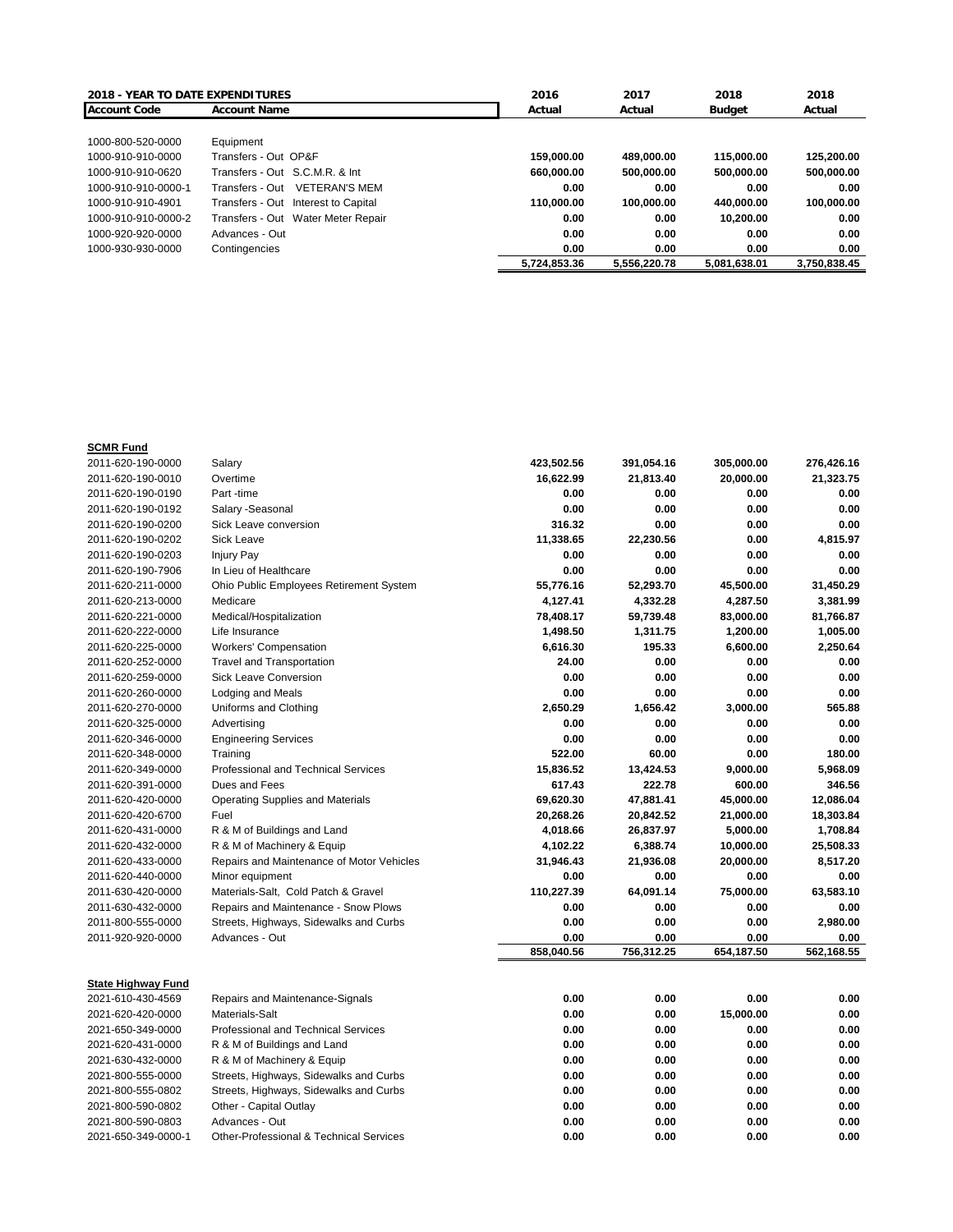**2018 - YEAR TO DATE EXPENDITURES**

| Account Code | Account Name | 2016 Actual | 2017 Actual | 2018 Budget | 2018 Actual |
|---|---|---|---|---|---|
| 1000-800-520-0000 | Equipment | | | | |
| 1000-910-910-0000 | Transfers - Out OP&F | 159,000.00 | 489,000.00 | 115,000.00 | 125,200.00 |
| 1000-910-910-0620 | Transfers - Out S.C.M.R. & Int | 660,000.00 | 500,000.00 | 500,000.00 | 500,000.00 |
| 1000-910-910-0000-1 | Transfers - Out VETERAN'S MEM | 0.00 | 0.00 | 0.00 | 0.00 |
| 1000-910-910-4901 | Transfers - Out Interest to Capital | 110,000.00 | 100,000.00 | 440,000.00 | 100,000.00 |
| 1000-910-910-0000-2 | Transfers - Out Water Meter Repair | 0.00 | 0.00 | 10,200.00 | 0.00 |
| 1000-920-920-0000 | Advances - Out | 0.00 | 0.00 | 0.00 | 0.00 |
| 1000-930-930-0000 | Contingencies | 0.00 | 0.00 | 0.00 | 0.00 |
| | | 5,724,853.36 | 5,556,220.78 | 5,081,638.01 | 3,750,838.45 |

**SCMR Fund**

| Account Code | Account Name | 2016 Actual | 2017 Actual | 2018 Budget | 2018 Actual |
|---|---|---|---|---|---|
| 2011-620-190-0000 | Salary | 423,502.56 | 391,054.16 | 305,000.00 | 276,426.16 |
| 2011-620-190-0010 | Overtime | 16,622.99 | 21,813.40 | 20,000.00 | 21,323.75 |
| 2011-620-190-0190 | Part -time | 0.00 | 0.00 | 0.00 | 0.00 |
| 2011-620-190-0192 | Salary -Seasonal | 0.00 | 0.00 | 0.00 | 0.00 |
| 2011-620-190-0200 | Sick Leave conversion | 316.32 | 0.00 | 0.00 | 0.00 |
| 2011-620-190-0202 | Sick Leave | 11,338.65 | 22,230.56 | 0.00 | 4,815.97 |
| 2011-620-190-0203 | Injury Pay | 0.00 | 0.00 | 0.00 | 0.00 |
| 2011-620-190-7906 | In Lieu of Healthcare | 0.00 | 0.00 | 0.00 | 0.00 |
| 2011-620-211-0000 | Ohio Public Employees Retirement System | 55,776.16 | 52,293.70 | 45,500.00 | 31,450.29 |
| 2011-620-213-0000 | Medicare | 4,127.41 | 4,332.28 | 4,287.50 | 3,381.99 |
| 2011-620-221-0000 | Medical/Hospitalization | 78,408.17 | 59,739.48 | 83,000.00 | 81,766.87 |
| 2011-620-222-0000 | Life Insurance | 1,498.50 | 1,311.75 | 1,200.00 | 1,005.00 |
| 2011-620-225-0000 | Workers' Compensation | 6,616.30 | 195.33 | 6,600.00 | 2,250.64 |
| 2011-620-252-0000 | Travel and Transportation | 24.00 | 0.00 | 0.00 | 0.00 |
| 2011-620-259-0000 | Sick Leave Conversion | 0.00 | 0.00 | 0.00 | 0.00 |
| 2011-620-260-0000 | Lodging and Meals | 0.00 | 0.00 | 0.00 | 0.00 |
| 2011-620-270-0000 | Uniforms and Clothing | 2,650.29 | 1,656.42 | 3,000.00 | 565.88 |
| 2011-620-325-0000 | Advertising | 0.00 | 0.00 | 0.00 | 0.00 |
| 2011-620-346-0000 | Engineering Services | 0.00 | 0.00 | 0.00 | 0.00 |
| 2011-620-348-0000 | Training | 522.00 | 60.00 | 0.00 | 180.00 |
| 2011-620-349-0000 | Professional and Technical Services | 15,836.52 | 13,424.53 | 9,000.00 | 5,968.09 |
| 2011-620-391-0000 | Dues and Fees | 617.43 | 222.78 | 600.00 | 346.56 |
| 2011-620-420-0000 | Operating Supplies and Materials | 69,620.30 | 47,881.41 | 45,000.00 | 12,086.04 |
| 2011-620-420-6700 | Fuel | 20,268.26 | 20,842.52 | 21,000.00 | 18,303.84 |
| 2011-620-431-0000 | R & M of Buildings and Land | 4,018.66 | 26,837.97 | 5,000.00 | 1,708.84 |
| 2011-620-432-0000 | R & M of Machinery & Equip | 4,102.22 | 6,388.74 | 10,000.00 | 25,508.33 |
| 2011-620-433-0000 | Repairs and Maintenance of Motor Vehicles | 31,946.43 | 21,936.08 | 20,000.00 | 8,517.20 |
| 2011-620-440-0000 | Minor equipment | 0.00 | 0.00 | 0.00 | 0.00 |
| 2011-630-420-0000 | Materials-Salt, Cold Patch & Gravel | 110,227.39 | 64,091.14 | 75,000.00 | 63,583.10 |
| 2011-630-432-0000 | Repairs and Maintenance - Snow Plows | 0.00 | 0.00 | 0.00 | 0.00 |
| 2011-800-555-0000 | Streets, Highways, Sidewalks and Curbs | 0.00 | 0.00 | 0.00 | 2,980.00 |
| 2011-920-920-0000 | Advances - Out | 0.00 | 0.00 | 0.00 | 0.00 |
| | | 858,040.56 | 756,312.25 | 654,187.50 | 562,168.55 |

**State Highway Fund**

| Account Code | Account Name | 2016 Actual | 2017 Actual | 2018 Budget | 2018 Actual |
|---|---|---|---|---|---|
| 2021-610-430-4569 | Repairs and Maintenance-Signals | 0.00 | 0.00 | 0.00 | 0.00 |
| 2021-620-420-0000 | Materials-Salt | 0.00 | 0.00 | 15,000.00 | 0.00 |
| 2021-650-349-0000 | Professional and Technical Services | 0.00 | 0.00 | 0.00 | 0.00 |
| 2021-620-431-0000 | R & M of Buildings and Land | 0.00 | 0.00 | 0.00 | 0.00 |
| 2021-630-432-0000 | R & M of Machinery & Equip | 0.00 | 0.00 | 0.00 | 0.00 |
| 2021-800-555-0000 | Streets, Highways, Sidewalks and Curbs | 0.00 | 0.00 | 0.00 | 0.00 |
| 2021-800-555-0802 | Streets, Highways, Sidewalks and Curbs | 0.00 | 0.00 | 0.00 | 0.00 |
| 2021-800-590-0802 | Other - Capital Outlay | 0.00 | 0.00 | 0.00 | 0.00 |
| 2021-800-590-0803 | Advances - Out | 0.00 | 0.00 | 0.00 | 0.00 |
| 2021-650-349-0000-1 | Other-Professional & Technical Services | 0.00 | 0.00 | 0.00 | 0.00 |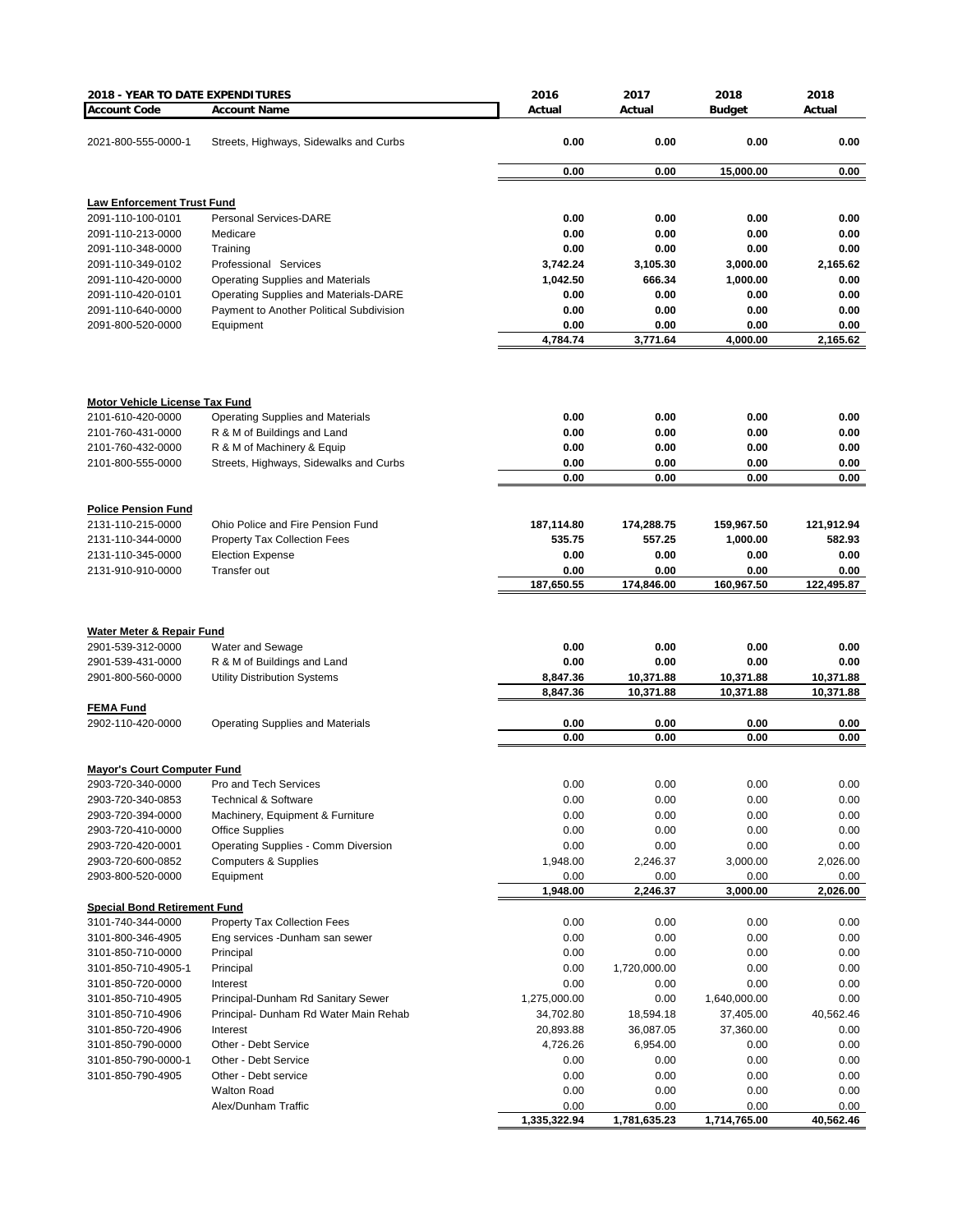| 2018 - YEAR TO DATE EXPENDITURES | | 2016 | 2017 | 2018 | 2018 |
|---|---|---|---|---|---|
| **Account Code** | **Account Name** | **Actual** | **Actual** | **Budget** | **Actual** |
| 2021-800-555-0000-1 | Streets, Highways, Sidewalks and Curbs | **0.00** | **0.00** | **0.00** | **0.00** |
| | | **0.00** | **0.00** | **15,000.00** | **0.00** |
| **Law Enforcement Trust Fund** | | | | | |
| 2091-110-100-0101 | Personal Services-DARE | **0.00** | **0.00** | **0.00** | **0.00** |
| 2091-110-213-0000 | Medicare | **0.00** | **0.00** | **0.00** | **0.00** |
| 2091-110-348-0000 | Training | **0.00** | **0.00** | **0.00** | **0.00** |
| 2091-110-349-0102 | Professional Services | **3,742.24** | **3,105.30** | **3,000.00** | **2,165.62** |
| 2091-110-420-0000 | Operating Supplies and Materials | **1,042.50** | **666.34** | **1,000.00** | **0.00** |
| 2091-110-420-0101 | Operating Supplies and Materials-DARE | **0.00** | **0.00** | **0.00** | **0.00** |
| 2091-110-640-0000 | Payment to Another Political Subdivision | **0.00** | **0.00** | **0.00** | **0.00** |
| 2091-800-520-0000 | Equipment | **0.00** | **0.00** | **0.00** | **0.00** |
| | | **4,784.74** | **3,771.64** | **4,000.00** | **2,165.62** |
| **Motor Vehicle License Tax Fund** | | | | | |
| 2101-610-420-0000 | Operating Supplies and Materials | **0.00** | **0.00** | **0.00** | **0.00** |
| 2101-760-431-0000 | R & M of Buildings and Land | **0.00** | **0.00** | **0.00** | **0.00** |
| 2101-760-432-0000 | R & M of Machinery & Equip | **0.00** | **0.00** | **0.00** | **0.00** |
| 2101-800-555-0000 | Streets, Highways, Sidewalks and Curbs | **0.00** | **0.00** | **0.00** | **0.00** |
| | | **0.00** | **0.00** | **0.00** | **0.00** |
| **Police Pension Fund** | | | | | |
| 2131-110-215-0000 | Ohio Police and Fire Pension Fund | **187,114.80** | **174,288.75** | **159,967.50** | **121,912.94** |
| 2131-110-344-0000 | Property Tax Collection Fees | **535.75** | **557.25** | **1,000.00** | **582.93** |
| 2131-110-345-0000 | Election Expense | **0.00** | **0.00** | **0.00** | **0.00** |
| 2131-910-910-0000 | Transfer out | **0.00** | **0.00** | **0.00** | **0.00** |
| | | **187,650.55** | **174,846.00** | **160,967.50** | **122,495.87** |
| **Water Meter & Repair Fund** | | | | | |
| 2901-539-312-0000 | Water and Sewage | **0.00** | **0.00** | **0.00** | **0.00** |
| 2901-539-431-0000 | R & M of Buildings and Land | **0.00** | **0.00** | **0.00** | **0.00** |
| 2901-800-560-0000 | Utility Distribution Systems | **8,847.36** | **10,371.88** | **10,371.88** | **10,371.88** |
| | | **8,847.36** | **10,371.88** | **10,371.88** | **10,371.88** |
| **FEMA Fund** | | | | | |
| 2902-110-420-0000 | Operating Supplies and Materials | **0.00** | **0.00** | **0.00** | **0.00** |
| | | **0.00** | **0.00** | **0.00** | **0.00** |
| **Mayor's Court Computer Fund** | | | | | |
| 2903-720-340-0000 | Pro and Tech Services | 0.00 | 0.00 | 0.00 | 0.00 |
| 2903-720-340-0853 | Technical & Software | 0.00 | 0.00 | 0.00 | 0.00 |
| 2903-720-394-0000 | Machinery, Equipment & Furniture | 0.00 | 0.00 | 0.00 | 0.00 |
| 2903-720-410-0000 | Office Supplies | 0.00 | 0.00 | 0.00 | 0.00 |
| 2903-720-420-0001 | Operating Supplies - Comm Diversion | 0.00 | 0.00 | 0.00 | 0.00 |
| 2903-720-600-0852 | Computers & Supplies | 1,948.00 | 2,246.37 | 3,000.00 | 2,026.00 |
| 2903-800-520-0000 | Equipment | 0.00 | 0.00 | 0.00 | 0.00 |
| | | **1,948.00** | **2,246.37** | **3,000.00** | **2,026.00** |
| **Special Bond Retirement Fund** | | | | | |
| 3101-740-344-0000 | Property Tax Collection Fees | 0.00 | 0.00 | 0.00 | 0.00 |
| 3101-800-346-4905 | Eng services -Dunham san sewer | 0.00 | 0.00 | 0.00 | 0.00 |
| 3101-850-710-0000 | Principal | 0.00 | 0.00 | 0.00 | 0.00 |
| 3101-850-710-4905-1 | Principal | 0.00 | 1,720,000.00 | 0.00 | 0.00 |
| 3101-850-720-0000 | Interest | 0.00 | 0.00 | 0.00 | 0.00 |
| 3101-850-710-4905 | Principal-Dunham Rd Sanitary Sewer | 1,275,000.00 | 0.00 | 1,640,000.00 | 0.00 |
| 3101-850-710-4906 | Principal- Dunham Rd Water Main Rehab | 34,702.80 | 18,594.18 | 37,405.00 | 40,562.46 |
| 3101-850-720-4906 | Interest | 20,893.88 | 36,087.05 | 37,360.00 | 0.00 |
| 3101-850-790-0000 | Other - Debt Service | 4,726.26 | 6,954.00 | 0.00 | 0.00 |
| 3101-850-790-0000-1 | Other - Debt Service | 0.00 | 0.00 | 0.00 | 0.00 |
| 3101-850-790-4905 | Other - Debt service | 0.00 | 0.00 | 0.00 | 0.00 |
| | Walton Road | 0.00 | 0.00 | 0.00 | 0.00 |
| | Alex/Dunham Traffic | 0.00 | 0.00 | 0.00 | 0.00 |
| | | **1,335,322.94** | **1,781,635.23** | **1,714,765.00** | **40,562.46** |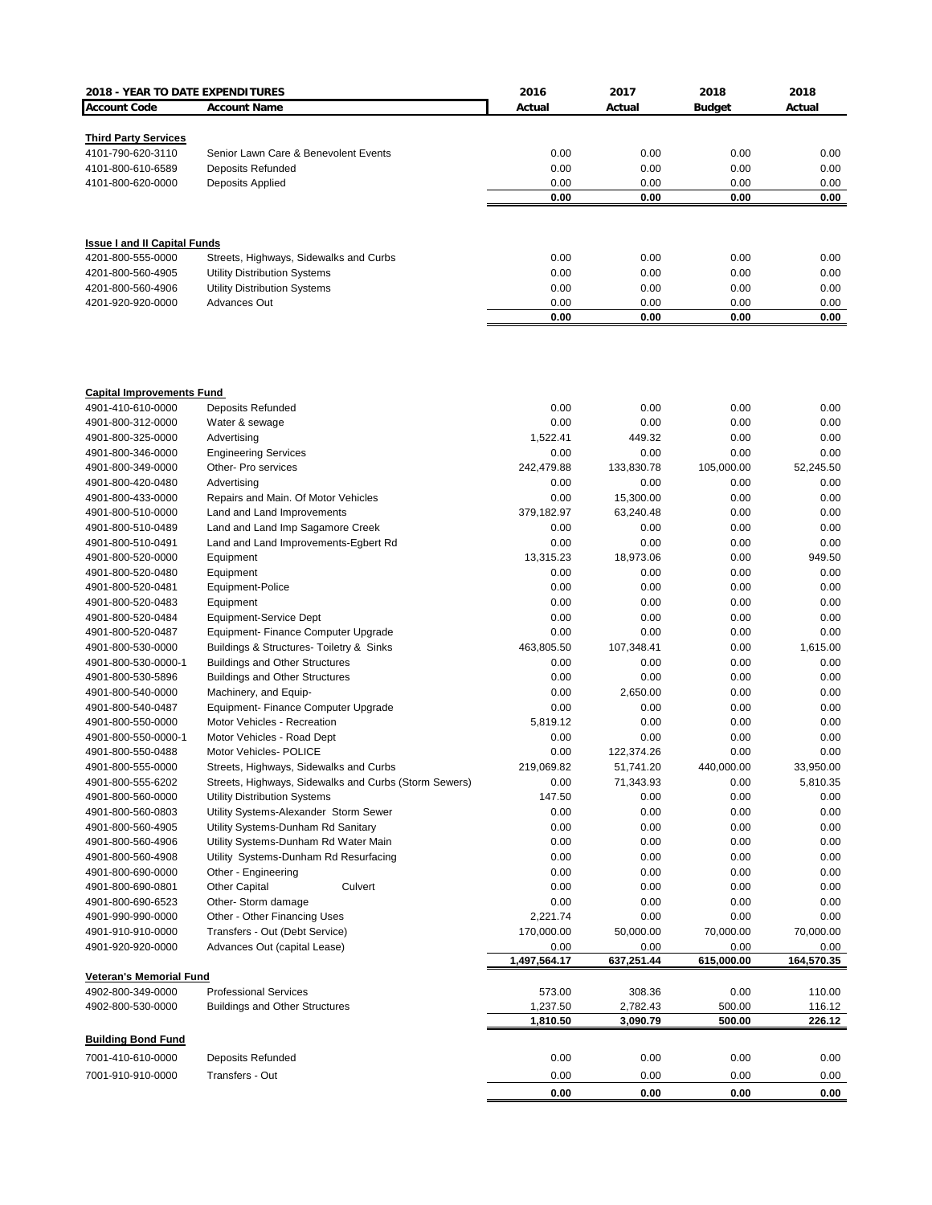| 2018 - YEAR TO DATE EXPENDITURES | | 2016 | 2017 | 2018 | 2018 |
|---|---|---|---|---|---|
| **Account Code** | **Account Name** | **Actual** | **Actual** | **Budget** | **Actual** |
| **Third Party Services** | | | | | |
| 4101-790-620-3110 | Senior Lawn Care & Benevolent Events | 0.00 | 0.00 | 0.00 | 0.00 |
| 4101-800-610-6589 | Deposits Refunded | 0.00 | 0.00 | 0.00 | 0.00 |
| 4101-800-620-0000 | Deposits Applied | 0.00 | 0.00 | 0.00 | 0.00 |
| | | **0.00** | **0.00** | **0.00** | **0.00** |
| **Issue I and II Capital Funds** | | | | | |
| 4201-800-555-0000 | Streets, Highways, Sidewalks and Curbs | 0.00 | 0.00 | 0.00 | 0.00 |
| 4201-800-560-4905 | Utility Distribution Systems | 0.00 | 0.00 | 0.00 | 0.00 |
| 4201-800-560-4906 | Utility Distribution Systems | 0.00 | 0.00 | 0.00 | 0.00 |
| 4201-920-920-0000 | Advances Out | 0.00 | 0.00 | 0.00 | 0.00 |
| | | **0.00** | **0.00** | **0.00** | **0.00** |
| **Capital Improvements Fund** | | | | | |
| 4901-410-610-0000 | Deposits Refunded | 0.00 | 0.00 | 0.00 | 0.00 |
| 4901-800-312-0000 | Water & sewage | 0.00 | 0.00 | 0.00 | 0.00 |
| 4901-800-325-0000 | Advertising | 1,522.41 | 449.32 | 0.00 | 0.00 |
| 4901-800-346-0000 | Engineering Services | 0.00 | 0.00 | 0.00 | 0.00 |
| 4901-800-349-0000 | Other- Pro services | 242,479.88 | 133,830.78 | 105,000.00 | 52,245.50 |
| 4901-800-420-0480 | Advertising | 0.00 | 0.00 | 0.00 | 0.00 |
| 4901-800-433-0000 | Repairs and Main. Of Motor Vehicles | 0.00 | 15,300.00 | 0.00 | 0.00 |
| 4901-800-510-0000 | Land and Land Improvements | 379,182.97 | 63,240.48 | 0.00 | 0.00 |
| 4901-800-510-0489 | Land and Land Imp Sagamore Creek | 0.00 | 0.00 | 0.00 | 0.00 |
| 4901-800-510-0491 | Land and Land Improvements-Egbert Rd | 0.00 | 0.00 | 0.00 | 0.00 |
| 4901-800-520-0000 | Equipment | 13,315.23 | 18,973.06 | 0.00 | 949.50 |
| 4901-800-520-0480 | Equipment | 0.00 | 0.00 | 0.00 | 0.00 |
| 4901-800-520-0481 | Equipment-Police | 0.00 | 0.00 | 0.00 | 0.00 |
| 4901-800-520-0483 | Equipment | 0.00 | 0.00 | 0.00 | 0.00 |
| 4901-800-520-0484 | Equipment-Service Dept | 0.00 | 0.00 | 0.00 | 0.00 |
| 4901-800-520-0487 | Equipment- Finance Computer Upgrade | 0.00 | 0.00 | 0.00 | 0.00 |
| 4901-800-530-0000 | Buildings & Structures- Toiletry & Sinks | 463,805.50 | 107,348.41 | 0.00 | 1,615.00 |
| 4901-800-530-0000-1 | Buildings and Other Structures | 0.00 | 0.00 | 0.00 | 0.00 |
| 4901-800-530-5896 | Buildings and Other Structures | 0.00 | 0.00 | 0.00 | 0.00 |
| 4901-800-540-0000 | Machinery, and Equip- | 0.00 | 2,650.00 | 0.00 | 0.00 |
| 4901-800-540-0487 | Equipment- Finance Computer Upgrade | 0.00 | 0.00 | 0.00 | 0.00 |
| 4901-800-550-0000 | Motor Vehicles - Recreation | 5,819.12 | 0.00 | 0.00 | 0.00 |
| 4901-800-550-0000-1 | Motor Vehicles - Road Dept | 0.00 | 0.00 | 0.00 | 0.00 |
| 4901-800-550-0488 | Motor Vehicles- POLICE | 0.00 | 122,374.26 | 0.00 | 0.00 |
| 4901-800-555-0000 | Streets, Highways, Sidewalks and Curbs | 219,069.82 | 51,741.20 | 440,000.00 | 33,950.00 |
| 4901-800-555-6202 | Streets, Highways, Sidewalks and Curbs (Storm Sewers) | 0.00 | 71,343.93 | 0.00 | 5,810.35 |
| 4901-800-560-0000 | Utility Distribution Systems | 147.50 | 0.00 | 0.00 | 0.00 |
| 4901-800-560-0803 | Utility Systems-Alexander Storm Sewer | 0.00 | 0.00 | 0.00 | 0.00 |
| 4901-800-560-4905 | Utility Systems-Dunham Rd Sanitary | 0.00 | 0.00 | 0.00 | 0.00 |
| 4901-800-560-4906 | Utility Systems-Dunham Rd Water Main | 0.00 | 0.00 | 0.00 | 0.00 |
| 4901-800-560-4908 | Utility Systems-Dunham Rd Resurfacing | 0.00 | 0.00 | 0.00 | 0.00 |
| 4901-800-690-0000 | Other - Engineering | 0.00 | 0.00 | 0.00 | 0.00 |
| 4901-800-690-0801 | Other Capital Culvert | 0.00 | 0.00 | 0.00 | 0.00 |
| 4901-800-690-6523 | Other- Storm damage | 0.00 | 0.00 | 0.00 | 0.00 |
| 4901-990-990-0000 | Other - Other Financing Uses | 2,221.74 | 0.00 | 0.00 | 0.00 |
| 4901-910-910-0000 | Transfers - Out (Debt Service) | 170,000.00 | 50,000.00 | 70,000.00 | 70,000.00 |
| 4901-920-920-0000 | Advances Out (capital Lease) | 0.00 | 0.00 | 0.00 | 0.00 |
| | | **1,497,564.17** | **637,251.44** | **615,000.00** | **164,570.35** |
| **Veteran's Memorial Fund** | | | | | |
| 4902-800-349-0000 | Professional Services | 573.00 | 308.36 | 0.00 | 110.00 |
| 4902-800-530-0000 | Buildings and Other Structures | 1,237.50 | 2,782.43 | 500.00 | 116.12 |
| | | **1,810.50** | **3,090.79** | **500.00** | **226.12** |
| **Building Bond Fund** | | | | | |
| 7001-410-610-0000 | Deposits Refunded | 0.00 | 0.00 | 0.00 | 0.00 |
| 7001-910-910-0000 | Transfers - Out | 0.00 | 0.00 | 0.00 | 0.00 |
| | | **0.00** | **0.00** | **0.00** | **0.00** |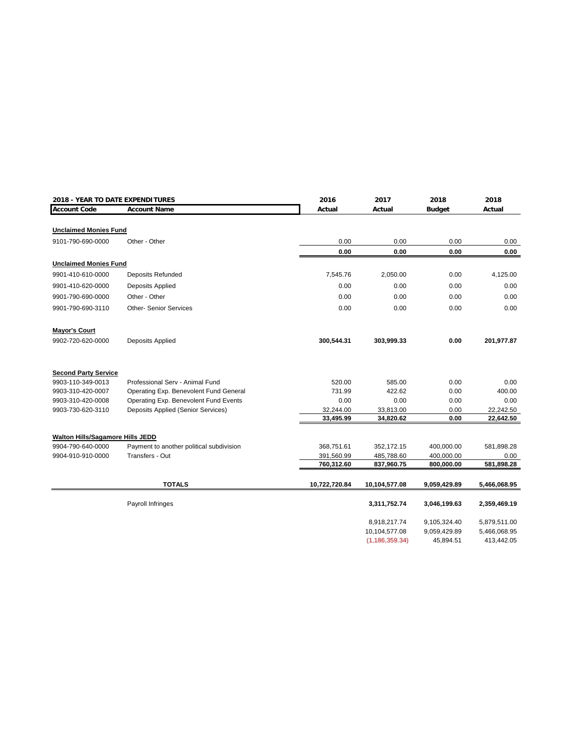| 2018 - YEAR TO DATE EXPENDITURES | | 2016 | 2017 | 2018 | 2018 |
|---|---|---|---|---|---|
| **Account Code** | **Account Name** | **Actual** | **Actual** | **Budget** | **Actual** |
| **Unclaimed Monies Fund** | | | | | |
| 9101-790-690-0000 | Other - Other | 0.00 | 0.00 | 0.00 | 0.00 |
| | | **0.00** | **0.00** | **0.00** | **0.00** |
| **Unclaimed Monies Fund** | | | | | |
| 9901-410-610-0000 | Deposits Refunded | 7,545.76 | 2,050.00 | 0.00 | 4,125.00 |
| 9901-410-620-0000 | Deposits Applied | 0.00 | 0.00 | 0.00 | 0.00 |
| 9901-790-690-0000 | Other - Other | 0.00 | 0.00 | 0.00 | 0.00 |
| 9901-790-690-3110 | Other- Senior Services | 0.00 | 0.00 | 0.00 | 0.00 |
| **Mayor's Court** | | | | | |
| 9902-720-620-0000 | Deposits Applied | **300,544.31** | **303,999.33** | **0.00** | **201,977.87** |
| **Second Party Service** | | | | | |
| 9903-110-349-0013 | Professional Serv - Animal Fund | 520.00 | 585.00 | 0.00 | 0.00 |
| 9903-310-420-0007 | Operating Exp. Benevolent Fund General | 731.99 | 422.62 | 0.00 | 400.00 |
| 9903-310-420-0008 | Operating Exp. Benevolent Fund Events | 0.00 | 0.00 | 0.00 | 0.00 |
| 9903-730-620-3110 | Deposits Applied (Senior Services) | 32,244.00 | 33,813.00 | 0.00 | 22,242.50 |
| | | **33,495.99** | **34,820.62** | **0.00** | **22,642.50** |
| **Walton Hills/Sagamore Hills JEDD** | | | | | |
| 9904-790-640-0000 | Payment to another political subdivision | 368,751.61 | 352,172.15 | 400,000.00 | 581,898.28 |
| 9904-910-910-0000 | Transfers - Out | 391,560.99 | 485,788.60 | 400,000.00 | 0.00 |
| | | **760,312.60** | **837,960.75** | **800,000.00** | **581,898.28** |
| | **TOTALS** | **10,722,720.84** | **10,104,577.08** | **9,059,429.89** | **5,466,068.95** |
| | Payroll Infringes | | **3,311,752.74** | **3,046,199.63** | **2,359,469.19** |
| | | | 8,918,217.74 | 9,105,324.40 | 5,879,511.00 |
| | | | 10,104,577.08 | 9,059,429.89 | 5,466,068.95 |
| | | | (1,186,359.34) | 45,894.51 | 413,442.05 |